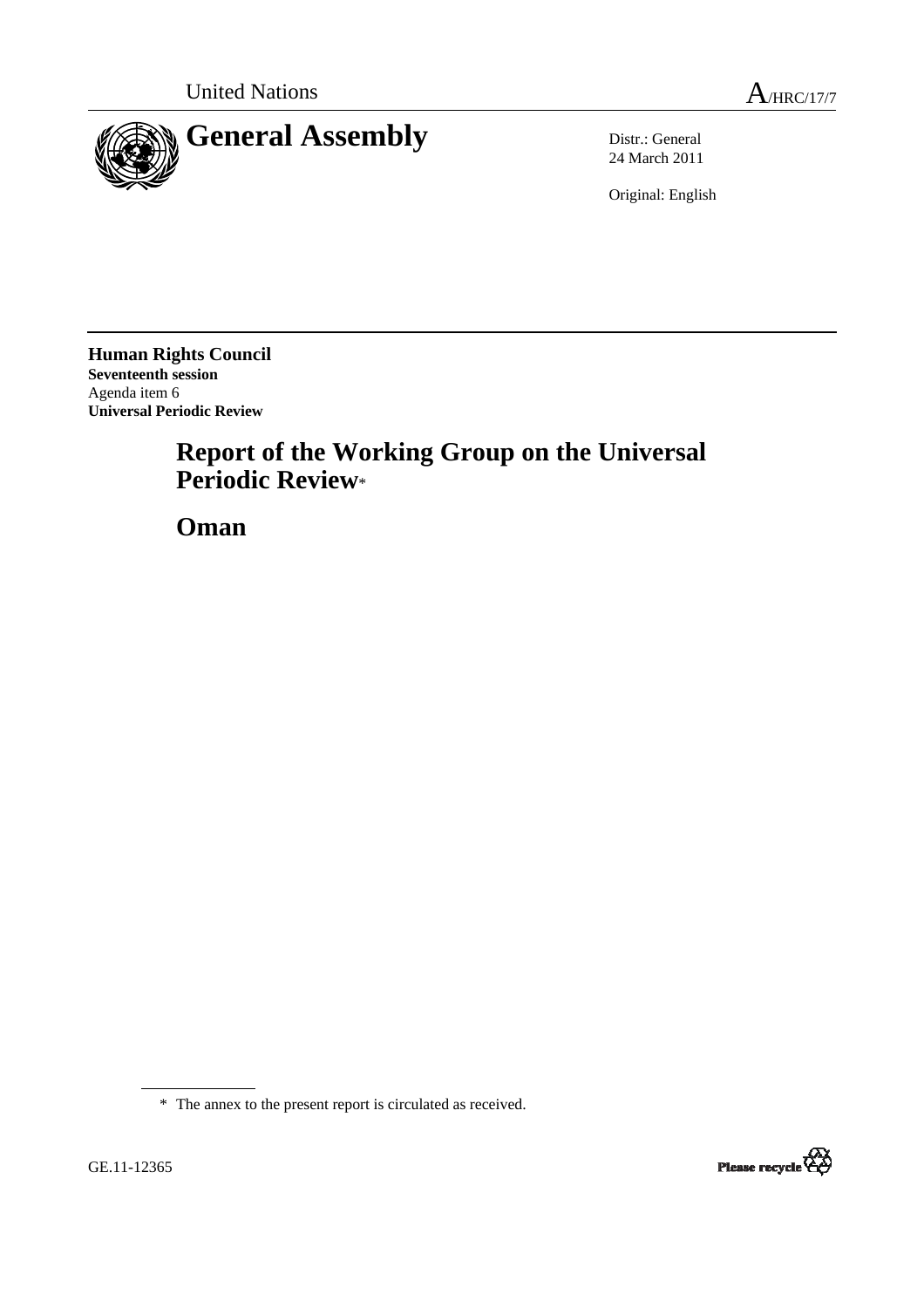United Nations A/HRC/17/7

# General Assembly

Distr.: General
24 March 2011

Original: English

**Human Rights Council**
**Seventeenth session**
Agenda item 6
**Universal Periodic Review**

# Report of the Working Group on the Universal Periodic Review*

# Oman

\* The annex to the present report is circulated as received.

GE.11-12365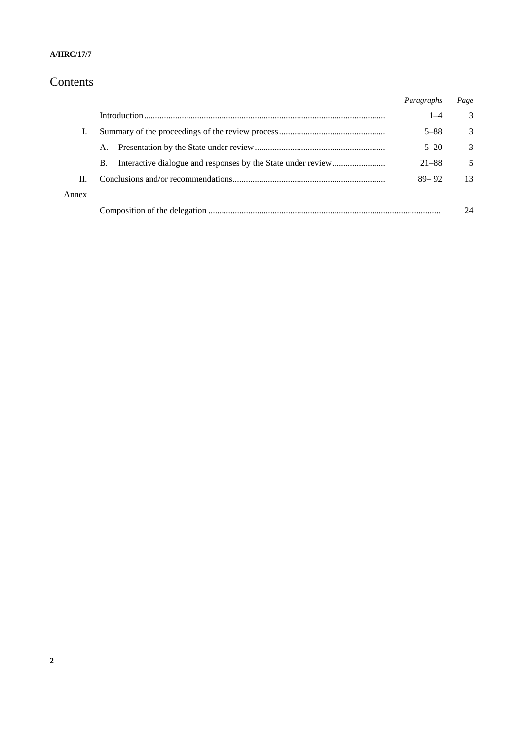# Contents

| | | *Paragraphs* | *Page* |
|---|---|---|---|
| | Introduction | 1–4 | 3 |
| I. | Summary of the proceedings of the review process | 5–88 | 3 |
| | A. Presentation by the State under review | 5–20 | 3 |
| | B. Interactive dialogue and responses by the State under review | 21–88 | 5 |
| II. | Conclusions and/or recommendations | 89– 92 | 13 |
| Annex | | | |
| | Composition of the delegation | | 24 |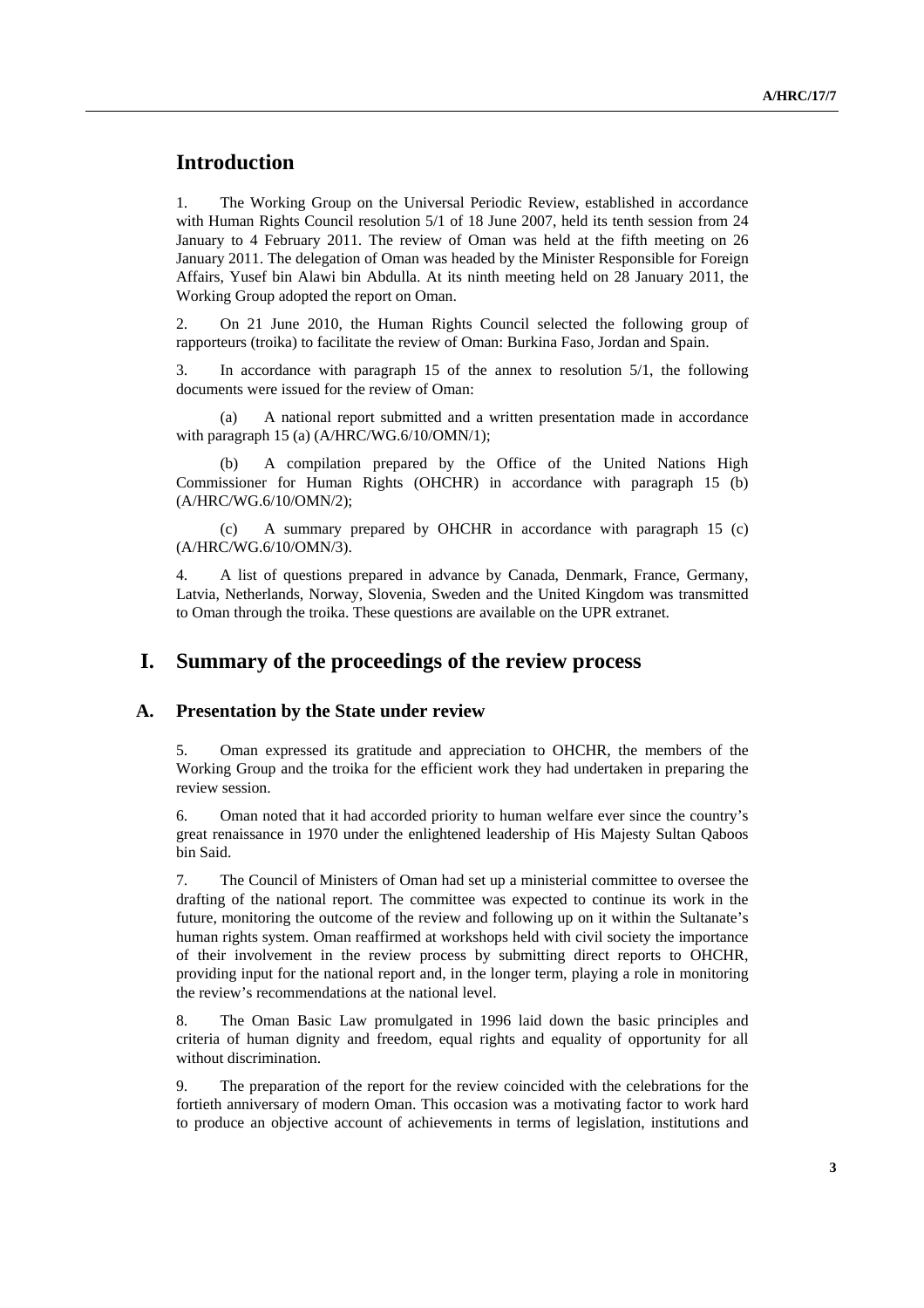# Introduction

1. The Working Group on the Universal Periodic Review, established in accordance with Human Rights Council resolution 5/1 of 18 June 2007, held its tenth session from 24 January to 4 February 2011. The review of Oman was held at the fifth meeting on 26 January 2011. The delegation of Oman was headed by the Minister Responsible for Foreign Affairs, Yusef bin Alawi bin Abdulla. At its ninth meeting held on 28 January 2011, the Working Group adopted the report on Oman.

2. On 21 June 2010, the Human Rights Council selected the following group of rapporteurs (troika) to facilitate the review of Oman: Burkina Faso, Jordan and Spain.

3. In accordance with paragraph 15 of the annex to resolution 5/1, the following documents were issued for the review of Oman:

(a) A national report submitted and a written presentation made in accordance with paragraph 15 (a) (A/HRC/WG.6/10/OMN/1);

(b) A compilation prepared by the Office of the United Nations High Commissioner for Human Rights (OHCHR) in accordance with paragraph 15 (b) (A/HRC/WG.6/10/OMN/2);

(c) A summary prepared by OHCHR in accordance with paragraph 15 (c) (A/HRC/WG.6/10/OMN/3).

4. A list of questions prepared in advance by Canada, Denmark, France, Germany, Latvia, Netherlands, Norway, Slovenia, Sweden and the United Kingdom was transmitted to Oman through the troika. These questions are available on the UPR extranet.

# I. Summary of the proceedings of the review process

## A. Presentation by the State under review

5. Oman expressed its gratitude and appreciation to OHCHR, the members of the Working Group and the troika for the efficient work they had undertaken in preparing the review session.

6. Oman noted that it had accorded priority to human welfare ever since the country's great renaissance in 1970 under the enlightened leadership of His Majesty Sultan Qaboos bin Said.

7. The Council of Ministers of Oman had set up a ministerial committee to oversee the drafting of the national report. The committee was expected to continue its work in the future, monitoring the outcome of the review and following up on it within the Sultanate's human rights system. Oman reaffirmed at workshops held with civil society the importance of their involvement in the review process by submitting direct reports to OHCHR, providing input for the national report and, in the longer term, playing a role in monitoring the review's recommendations at the national level.

8. The Oman Basic Law promulgated in 1996 laid down the basic principles and criteria of human dignity and freedom, equal rights and equality of opportunity for all without discrimination.

9. The preparation of the report for the review coincided with the celebrations for the fortieth anniversary of modern Oman. This occasion was a motivating factor to work hard to produce an objective account of achievements in terms of legislation, institutions and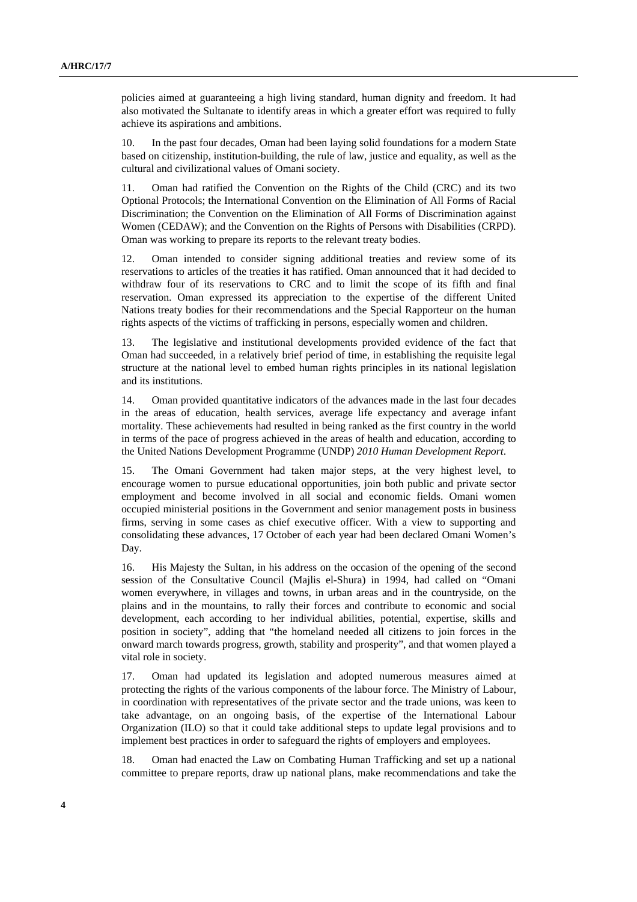policies aimed at guaranteeing a high living standard, human dignity and freedom. It had also motivated the Sultanate to identify areas in which a greater effort was required to fully achieve its aspirations and ambitions.

10. In the past four decades, Oman had been laying solid foundations for a modern State based on citizenship, institution-building, the rule of law, justice and equality, as well as the cultural and civilizational values of Omani society.

11. Oman had ratified the Convention on the Rights of the Child (CRC) and its two Optional Protocols; the International Convention on the Elimination of All Forms of Racial Discrimination; the Convention on the Elimination of All Forms of Discrimination against Women (CEDAW); and the Convention on the Rights of Persons with Disabilities (CRPD). Oman was working to prepare its reports to the relevant treaty bodies.

12. Oman intended to consider signing additional treaties and review some of its reservations to articles of the treaties it has ratified. Oman announced that it had decided to withdraw four of its reservations to CRC and to limit the scope of its fifth and final reservation. Oman expressed its appreciation to the expertise of the different United Nations treaty bodies for their recommendations and the Special Rapporteur on the human rights aspects of the victims of trafficking in persons, especially women and children.

13. The legislative and institutional developments provided evidence of the fact that Oman had succeeded, in a relatively brief period of time, in establishing the requisite legal structure at the national level to embed human rights principles in its national legislation and its institutions.

14. Oman provided quantitative indicators of the advances made in the last four decades in the areas of education, health services, average life expectancy and average infant mortality. These achievements had resulted in being ranked as the first country in the world in terms of the pace of progress achieved in the areas of health and education, according to the United Nations Development Programme (UNDP) *2010 Human Development Report*.

15. The Omani Government had taken major steps, at the very highest level, to encourage women to pursue educational opportunities, join both public and private sector employment and become involved in all social and economic fields. Omani women occupied ministerial positions in the Government and senior management posts in business firms, serving in some cases as chief executive officer. With a view to supporting and consolidating these advances, 17 October of each year had been declared Omani Women's Day.

16. His Majesty the Sultan, in his address on the occasion of the opening of the second session of the Consultative Council (Majlis el-Shura) in 1994, had called on "Omani women everywhere, in villages and towns, in urban areas and in the countryside, on the plains and in the mountains, to rally their forces and contribute to economic and social development, each according to her individual abilities, potential, expertise, skills and position in society", adding that "the homeland needed all citizens to join forces in the onward march towards progress, growth, stability and prosperity", and that women played a vital role in society.

17. Oman had updated its legislation and adopted numerous measures aimed at protecting the rights of the various components of the labour force. The Ministry of Labour, in coordination with representatives of the private sector and the trade unions, was keen to take advantage, on an ongoing basis, of the expertise of the International Labour Organization (ILO) so that it could take additional steps to update legal provisions and to implement best practices in order to safeguard the rights of employers and employees.

18. Oman had enacted the Law on Combating Human Trafficking and set up a national committee to prepare reports, draw up national plans, make recommendations and take the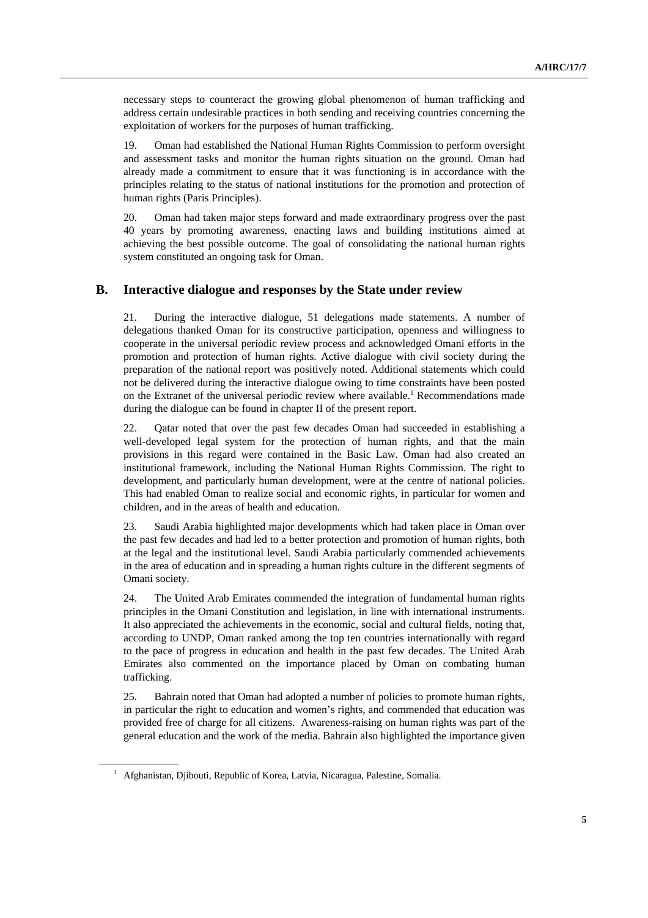necessary steps to counteract the growing global phenomenon of human trafficking and address certain undesirable practices in both sending and receiving countries concerning the exploitation of workers for the purposes of human trafficking.

19. Oman had established the National Human Rights Commission to perform oversight and assessment tasks and monitor the human rights situation on the ground. Oman had already made a commitment to ensure that it was functioning is in accordance with the principles relating to the status of national institutions for the promotion and protection of human rights (Paris Principles).

20. Oman had taken major steps forward and made extraordinary progress over the past 40 years by promoting awareness, enacting laws and building institutions aimed at achieving the best possible outcome. The goal of consolidating the national human rights system constituted an ongoing task for Oman.

## B. Interactive dialogue and responses by the State under review

21. During the interactive dialogue, 51 delegations made statements. A number of delegations thanked Oman for its constructive participation, openness and willingness to cooperate in the universal periodic review process and acknowledged Omani efforts in the promotion and protection of human rights. Active dialogue with civil society during the preparation of the national report was positively noted. Additional statements which could not be delivered during the interactive dialogue owing to time constraints have been posted on the Extranet of the universal periodic review where available.[1] Recommendations made during the dialogue can be found in chapter II of the present report.

22. Qatar noted that over the past few decades Oman had succeeded in establishing a well-developed legal system for the protection of human rights, and that the main provisions in this regard were contained in the Basic Law. Oman had also created an institutional framework, including the National Human Rights Commission. The right to development, and particularly human development, were at the centre of national policies. This had enabled Oman to realize social and economic rights, in particular for women and children, and in the areas of health and education.

23. Saudi Arabia highlighted major developments which had taken place in Oman over the past few decades and had led to a better protection and promotion of human rights, both at the legal and the institutional level. Saudi Arabia particularly commended achievements in the area of education and in spreading a human rights culture in the different segments of Omani society.

24. The United Arab Emirates commended the integration of fundamental human rights principles in the Omani Constitution and legislation, in line with international instruments. It also appreciated the achievements in the economic, social and cultural fields, noting that, according to UNDP, Oman ranked among the top ten countries internationally with regard to the pace of progress in education and health in the past few decades. The United Arab Emirates also commented on the importance placed by Oman on combating human trafficking.

25. Bahrain noted that Oman had adopted a number of policies to promote human rights, in particular the right to education and women's rights, and commended that education was provided free of charge for all citizens. Awareness-raising on human rights was part of the general education and the work of the media. Bahrain also highlighted the importance given

[1] Afghanistan, Djibouti, Republic of Korea, Latvia, Nicaragua, Palestine, Somalia.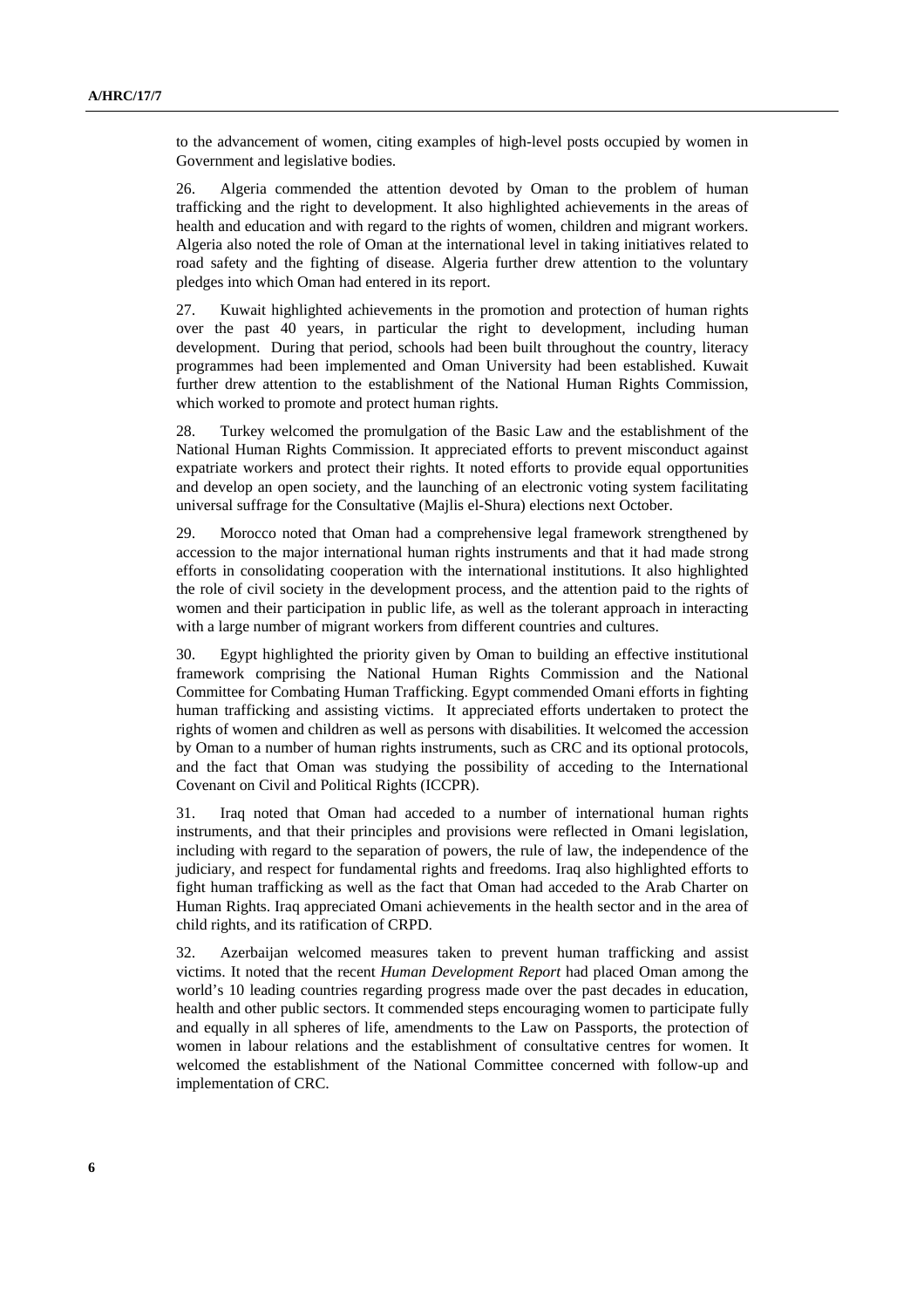to the advancement of women, citing examples of high-level posts occupied by women in Government and legislative bodies.

26. Algeria commended the attention devoted by Oman to the problem of human trafficking and the right to development. It also highlighted achievements in the areas of health and education and with regard to the rights of women, children and migrant workers. Algeria also noted the role of Oman at the international level in taking initiatives related to road safety and the fighting of disease. Algeria further drew attention to the voluntary pledges into which Oman had entered in its report.

27. Kuwait highlighted achievements in the promotion and protection of human rights over the past 40 years, in particular the right to development, including human development. During that period, schools had been built throughout the country, literacy programmes had been implemented and Oman University had been established. Kuwait further drew attention to the establishment of the National Human Rights Commission, which worked to promote and protect human rights.

28. Turkey welcomed the promulgation of the Basic Law and the establishment of the National Human Rights Commission. It appreciated efforts to prevent misconduct against expatriate workers and protect their rights. It noted efforts to provide equal opportunities and develop an open society, and the launching of an electronic voting system facilitating universal suffrage for the Consultative (Majlis el-Shura) elections next October.

29. Morocco noted that Oman had a comprehensive legal framework strengthened by accession to the major international human rights instruments and that it had made strong efforts in consolidating cooperation with the international institutions. It also highlighted the role of civil society in the development process, and the attention paid to the rights of women and their participation in public life, as well as the tolerant approach in interacting with a large number of migrant workers from different countries and cultures.

30. Egypt highlighted the priority given by Oman to building an effective institutional framework comprising the National Human Rights Commission and the National Committee for Combating Human Trafficking. Egypt commended Omani efforts in fighting human trafficking and assisting victims. It appreciated efforts undertaken to protect the rights of women and children as well as persons with disabilities. It welcomed the accession by Oman to a number of human rights instruments, such as CRC and its optional protocols, and the fact that Oman was studying the possibility of acceding to the International Covenant on Civil and Political Rights (ICCPR).

31. Iraq noted that Oman had acceded to a number of international human rights instruments, and that their principles and provisions were reflected in Omani legislation, including with regard to the separation of powers, the rule of law, the independence of the judiciary, and respect for fundamental rights and freedoms. Iraq also highlighted efforts to fight human trafficking as well as the fact that Oman had acceded to the Arab Charter on Human Rights. Iraq appreciated Omani achievements in the health sector and in the area of child rights, and its ratification of CRPD.

32. Azerbaijan welcomed measures taken to prevent human trafficking and assist victims. It noted that the recent *Human Development Report* had placed Oman among the world's 10 leading countries regarding progress made over the past decades in education, health and other public sectors. It commended steps encouraging women to participate fully and equally in all spheres of life, amendments to the Law on Passports, the protection of women in labour relations and the establishment of consultative centres for women. It welcomed the establishment of the National Committee concerned with follow-up and implementation of CRC.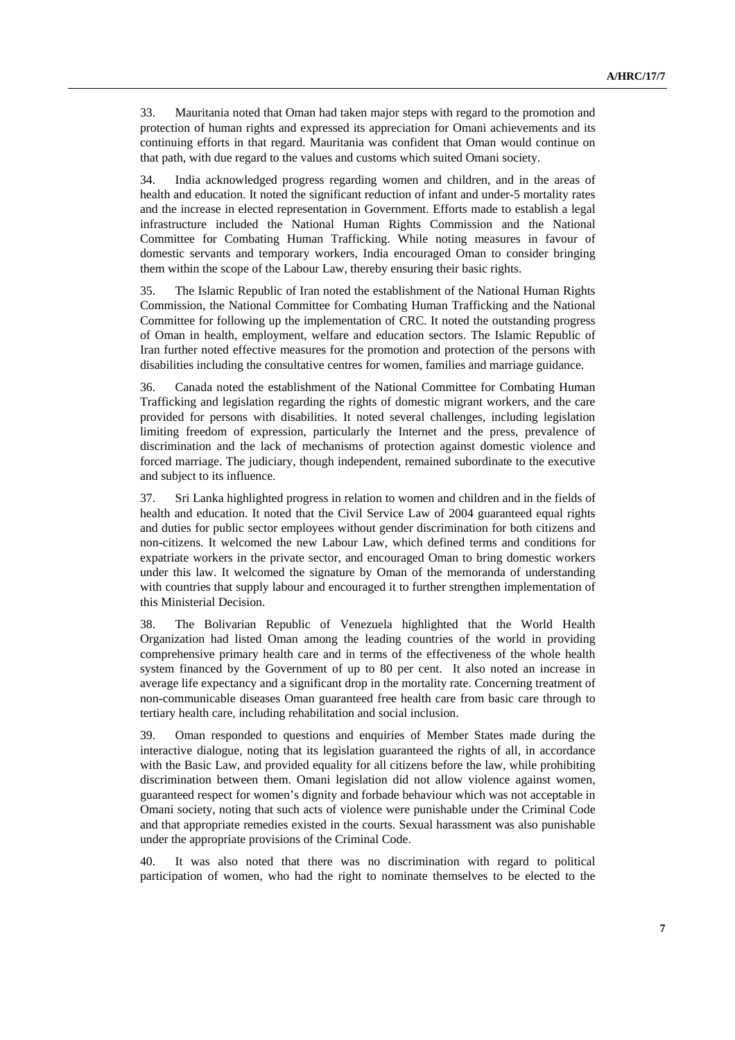33. Mauritania noted that Oman had taken major steps with regard to the promotion and protection of human rights and expressed its appreciation for Omani achievements and its continuing efforts in that regard. Mauritania was confident that Oman would continue on that path, with due regard to the values and customs which suited Omani society.

34. India acknowledged progress regarding women and children, and in the areas of health and education. It noted the significant reduction of infant and under-5 mortality rates and the increase in elected representation in Government. Efforts made to establish a legal infrastructure included the National Human Rights Commission and the National Committee for Combating Human Trafficking. While noting measures in favour of domestic servants and temporary workers, India encouraged Oman to consider bringing them within the scope of the Labour Law, thereby ensuring their basic rights.

35. The Islamic Republic of Iran noted the establishment of the National Human Rights Commission, the National Committee for Combating Human Trafficking and the National Committee for following up the implementation of CRC. It noted the outstanding progress of Oman in health, employment, welfare and education sectors. The Islamic Republic of Iran further noted effective measures for the promotion and protection of the persons with disabilities including the consultative centres for women, families and marriage guidance.

36. Canada noted the establishment of the National Committee for Combating Human Trafficking and legislation regarding the rights of domestic migrant workers, and the care provided for persons with disabilities. It noted several challenges, including legislation limiting freedom of expression, particularly the Internet and the press, prevalence of discrimination and the lack of mechanisms of protection against domestic violence and forced marriage. The judiciary, though independent, remained subordinate to the executive and subject to its influence.

37. Sri Lanka highlighted progress in relation to women and children and in the fields of health and education. It noted that the Civil Service Law of 2004 guaranteed equal rights and duties for public sector employees without gender discrimination for both citizens and non-citizens. It welcomed the new Labour Law, which defined terms and conditions for expatriate workers in the private sector, and encouraged Oman to bring domestic workers under this law. It welcomed the signature by Oman of the memoranda of understanding with countries that supply labour and encouraged it to further strengthen implementation of this Ministerial Decision.

38. The Bolivarian Republic of Venezuela highlighted that the World Health Organization had listed Oman among the leading countries of the world in providing comprehensive primary health care and in terms of the effectiveness of the whole health system financed by the Government of up to 80 per cent. It also noted an increase in average life expectancy and a significant drop in the mortality rate. Concerning treatment of non-communicable diseases Oman guaranteed free health care from basic care through to tertiary health care, including rehabilitation and social inclusion.

39. Oman responded to questions and enquiries of Member States made during the interactive dialogue, noting that its legislation guaranteed the rights of all, in accordance with the Basic Law, and provided equality for all citizens before the law, while prohibiting discrimination between them. Omani legislation did not allow violence against women, guaranteed respect for women's dignity and forbade behaviour which was not acceptable in Omani society, noting that such acts of violence were punishable under the Criminal Code and that appropriate remedies existed in the courts. Sexual harassment was also punishable under the appropriate provisions of the Criminal Code.

40. It was also noted that there was no discrimination with regard to political participation of women, who had the right to nominate themselves to be elected to the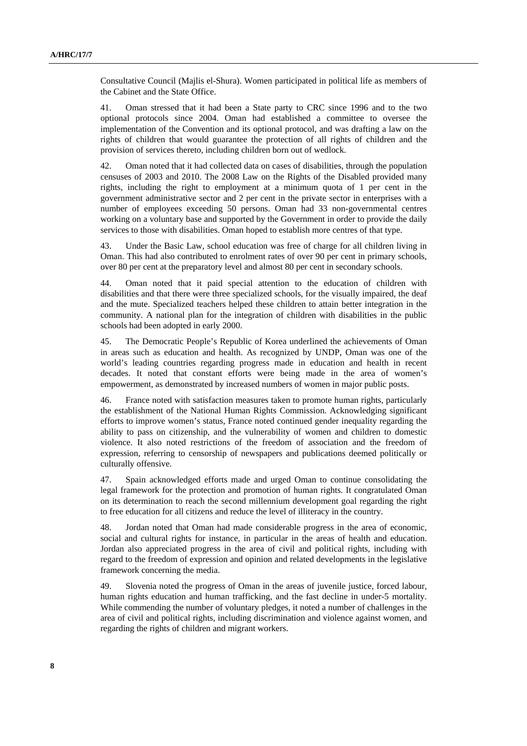Consultative Council (Majlis el-Shura). Women participated in political life as members of the Cabinet and the State Office.

41. Oman stressed that it had been a State party to CRC since 1996 and to the two optional protocols since 2004. Oman had established a committee to oversee the implementation of the Convention and its optional protocol, and was drafting a law on the rights of children that would guarantee the protection of all rights of children and the provision of services thereto, including children born out of wedlock.

42. Oman noted that it had collected data on cases of disabilities, through the population censuses of 2003 and 2010. The 2008 Law on the Rights of the Disabled provided many rights, including the right to employment at a minimum quota of 1 per cent in the government administrative sector and 2 per cent in the private sector in enterprises with a number of employees exceeding 50 persons. Oman had 33 non-governmental centres working on a voluntary base and supported by the Government in order to provide the daily services to those with disabilities. Oman hoped to establish more centres of that type.

43. Under the Basic Law, school education was free of charge for all children living in Oman. This had also contributed to enrolment rates of over 90 per cent in primary schools, over 80 per cent at the preparatory level and almost 80 per cent in secondary schools.

44. Oman noted that it paid special attention to the education of children with disabilities and that there were three specialized schools, for the visually impaired, the deaf and the mute. Specialized teachers helped these children to attain better integration in the community. A national plan for the integration of children with disabilities in the public schools had been adopted in early 2000.

45. The Democratic People's Republic of Korea underlined the achievements of Oman in areas such as education and health. As recognized by UNDP, Oman was one of the world's leading countries regarding progress made in education and health in recent decades. It noted that constant efforts were being made in the area of women's empowerment, as demonstrated by increased numbers of women in major public posts.

46. France noted with satisfaction measures taken to promote human rights, particularly the establishment of the National Human Rights Commission. Acknowledging significant efforts to improve women's status, France noted continued gender inequality regarding the ability to pass on citizenship, and the vulnerability of women and children to domestic violence. It also noted restrictions of the freedom of association and the freedom of expression, referring to censorship of newspapers and publications deemed politically or culturally offensive.

47. Spain acknowledged efforts made and urged Oman to continue consolidating the legal framework for the protection and promotion of human rights. It congratulated Oman on its determination to reach the second millennium development goal regarding the right to free education for all citizens and reduce the level of illiteracy in the country.

48. Jordan noted that Oman had made considerable progress in the area of economic, social and cultural rights for instance, in particular in the areas of health and education. Jordan also appreciated progress in the area of civil and political rights, including with regard to the freedom of expression and opinion and related developments in the legislative framework concerning the media.

49. Slovenia noted the progress of Oman in the areas of juvenile justice, forced labour, human rights education and human trafficking, and the fast decline in under-5 mortality. While commending the number of voluntary pledges, it noted a number of challenges in the area of civil and political rights, including discrimination and violence against women, and regarding the rights of children and migrant workers.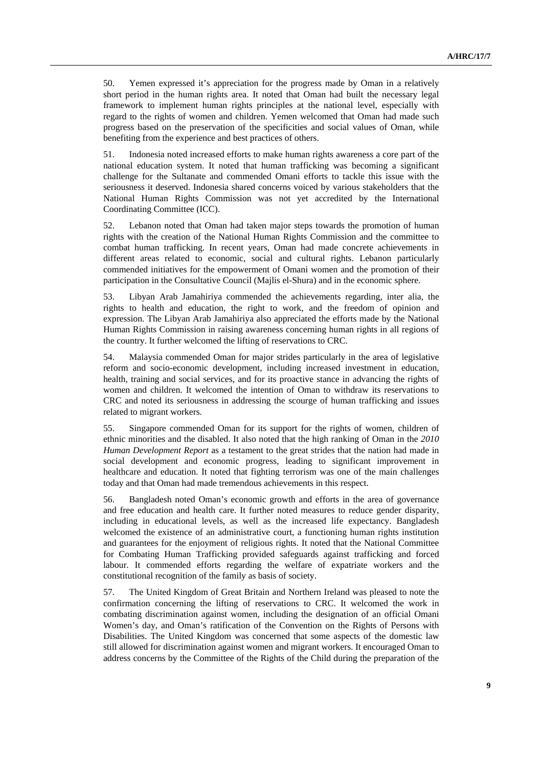50. Yemen expressed it's appreciation for the progress made by Oman in a relatively short period in the human rights area. It noted that Oman had built the necessary legal framework to implement human rights principles at the national level, especially with regard to the rights of women and children. Yemen welcomed that Oman had made such progress based on the preservation of the specificities and social values of Oman, while benefiting from the experience and best practices of others.

51. Indonesia noted increased efforts to make human rights awareness a core part of the national education system. It noted that human trafficking was becoming a significant challenge for the Sultanate and commended Omani efforts to tackle this issue with the seriousness it deserved. Indonesia shared concerns voiced by various stakeholders that the National Human Rights Commission was not yet accredited by the International Coordinating Committee (ICC).

52. Lebanon noted that Oman had taken major steps towards the promotion of human rights with the creation of the National Human Rights Commission and the committee to combat human trafficking. In recent years, Oman had made concrete achievements in different areas related to economic, social and cultural rights. Lebanon particularly commended initiatives for the empowerment of Omani women and the promotion of their participation in the Consultative Council (Majlis el-Shura) and in the economic sphere.

53. Libyan Arab Jamahiriya commended the achievements regarding, inter alia, the rights to health and education, the right to work, and the freedom of opinion and expression. The Libyan Arab Jamahiriya also appreciated the efforts made by the National Human Rights Commission in raising awareness concerning human rights in all regions of the country. It further welcomed the lifting of reservations to CRC.

54. Malaysia commended Oman for major strides particularly in the area of legislative reform and socio-economic development, including increased investment in education, health, training and social services, and for its proactive stance in advancing the rights of women and children. It welcomed the intention of Oman to withdraw its reservations to CRC and noted its seriousness in addressing the scourge of human trafficking and issues related to migrant workers.

55. Singapore commended Oman for its support for the rights of women, children of ethnic minorities and the disabled. It also noted that the high ranking of Oman in the *2010 Human Development Report* as a testament to the great strides that the nation had made in social development and economic progress, leading to significant improvement in healthcare and education. It noted that fighting terrorism was one of the main challenges today and that Oman had made tremendous achievements in this respect.

56. Bangladesh noted Oman's economic growth and efforts in the area of governance and free education and health care. It further noted measures to reduce gender disparity, including in educational levels, as well as the increased life expectancy. Bangladesh welcomed the existence of an administrative court, a functioning human rights institution and guarantees for the enjoyment of religious rights. It noted that the National Committee for Combating Human Trafficking provided safeguards against trafficking and forced labour. It commended efforts regarding the welfare of expatriate workers and the constitutional recognition of the family as basis of society.

57. The United Kingdom of Great Britain and Northern Ireland was pleased to note the confirmation concerning the lifting of reservations to CRC. It welcomed the work in combating discrimination against women, including the designation of an official Omani Women's day, and Oman's ratification of the Convention on the Rights of Persons with Disabilities. The United Kingdom was concerned that some aspects of the domestic law still allowed for discrimination against women and migrant workers. It encouraged Oman to address concerns by the Committee of the Rights of the Child during the preparation of the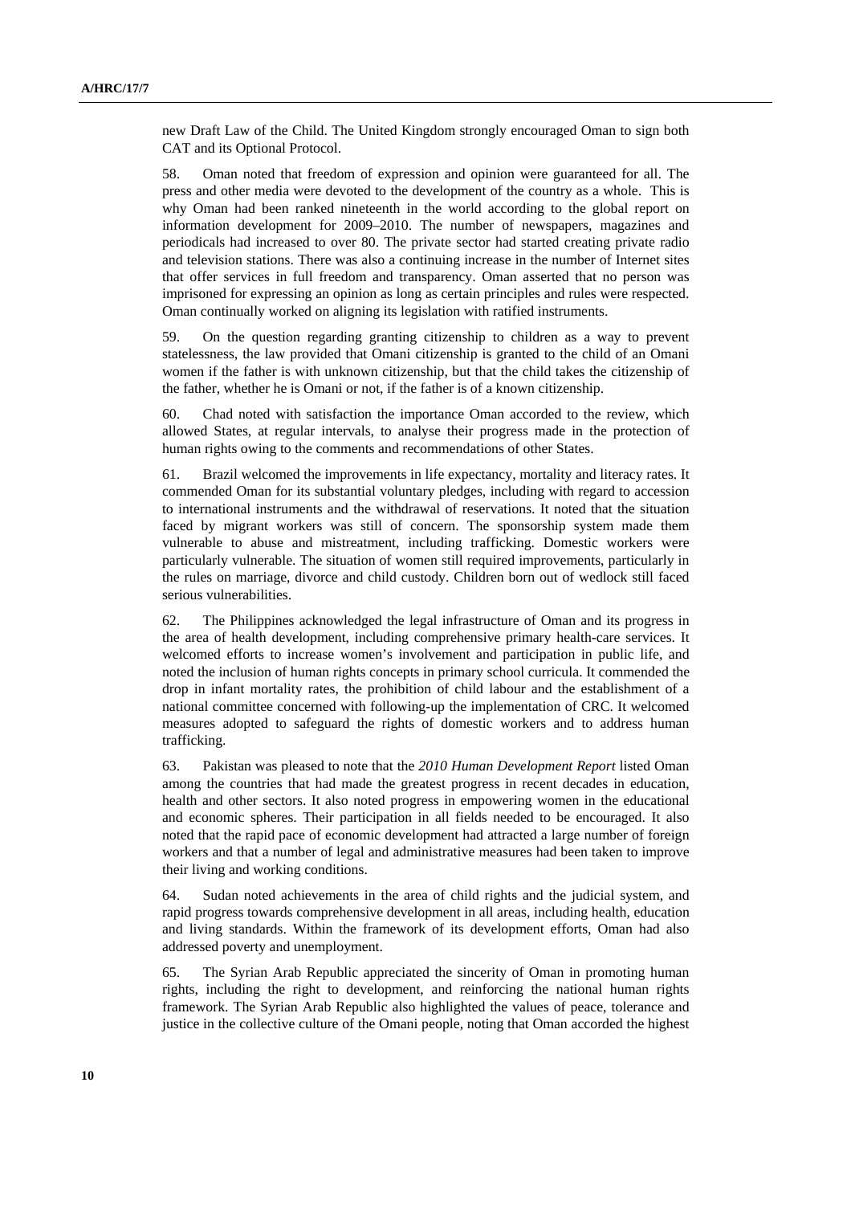new Draft Law of the Child. The United Kingdom strongly encouraged Oman to sign both CAT and its Optional Protocol.

58. Oman noted that freedom of expression and opinion were guaranteed for all. The press and other media were devoted to the development of the country as a whole. This is why Oman had been ranked nineteenth in the world according to the global report on information development for 2009–2010. The number of newspapers, magazines and periodicals had increased to over 80. The private sector had started creating private radio and television stations. There was also a continuing increase in the number of Internet sites that offer services in full freedom and transparency. Oman asserted that no person was imprisoned for expressing an opinion as long as certain principles and rules were respected. Oman continually worked on aligning its legislation with ratified instruments.

59. On the question regarding granting citizenship to children as a way to prevent statelessness, the law provided that Omani citizenship is granted to the child of an Omani women if the father is with unknown citizenship, but that the child takes the citizenship of the father, whether he is Omani or not, if the father is of a known citizenship.

60. Chad noted with satisfaction the importance Oman accorded to the review, which allowed States, at regular intervals, to analyse their progress made in the protection of human rights owing to the comments and recommendations of other States.

61. Brazil welcomed the improvements in life expectancy, mortality and literacy rates. It commended Oman for its substantial voluntary pledges, including with regard to accession to international instruments and the withdrawal of reservations. It noted that the situation faced by migrant workers was still of concern. The sponsorship system made them vulnerable to abuse and mistreatment, including trafficking. Domestic workers were particularly vulnerable. The situation of women still required improvements, particularly in the rules on marriage, divorce and child custody. Children born out of wedlock still faced serious vulnerabilities.

62. The Philippines acknowledged the legal infrastructure of Oman and its progress in the area of health development, including comprehensive primary health-care services. It welcomed efforts to increase women's involvement and participation in public life, and noted the inclusion of human rights concepts in primary school curricula. It commended the drop in infant mortality rates, the prohibition of child labour and the establishment of a national committee concerned with following-up the implementation of CRC. It welcomed measures adopted to safeguard the rights of domestic workers and to address human trafficking.

63. Pakistan was pleased to note that the *2010 Human Development Report* listed Oman among the countries that had made the greatest progress in recent decades in education, health and other sectors. It also noted progress in empowering women in the educational and economic spheres. Their participation in all fields needed to be encouraged. It also noted that the rapid pace of economic development had attracted a large number of foreign workers and that a number of legal and administrative measures had been taken to improve their living and working conditions.

64. Sudan noted achievements in the area of child rights and the judicial system, and rapid progress towards comprehensive development in all areas, including health, education and living standards. Within the framework of its development efforts, Oman had also addressed poverty and unemployment.

65. The Syrian Arab Republic appreciated the sincerity of Oman in promoting human rights, including the right to development, and reinforcing the national human rights framework. The Syrian Arab Republic also highlighted the values of peace, tolerance and justice in the collective culture of the Omani people, noting that Oman accorded the highest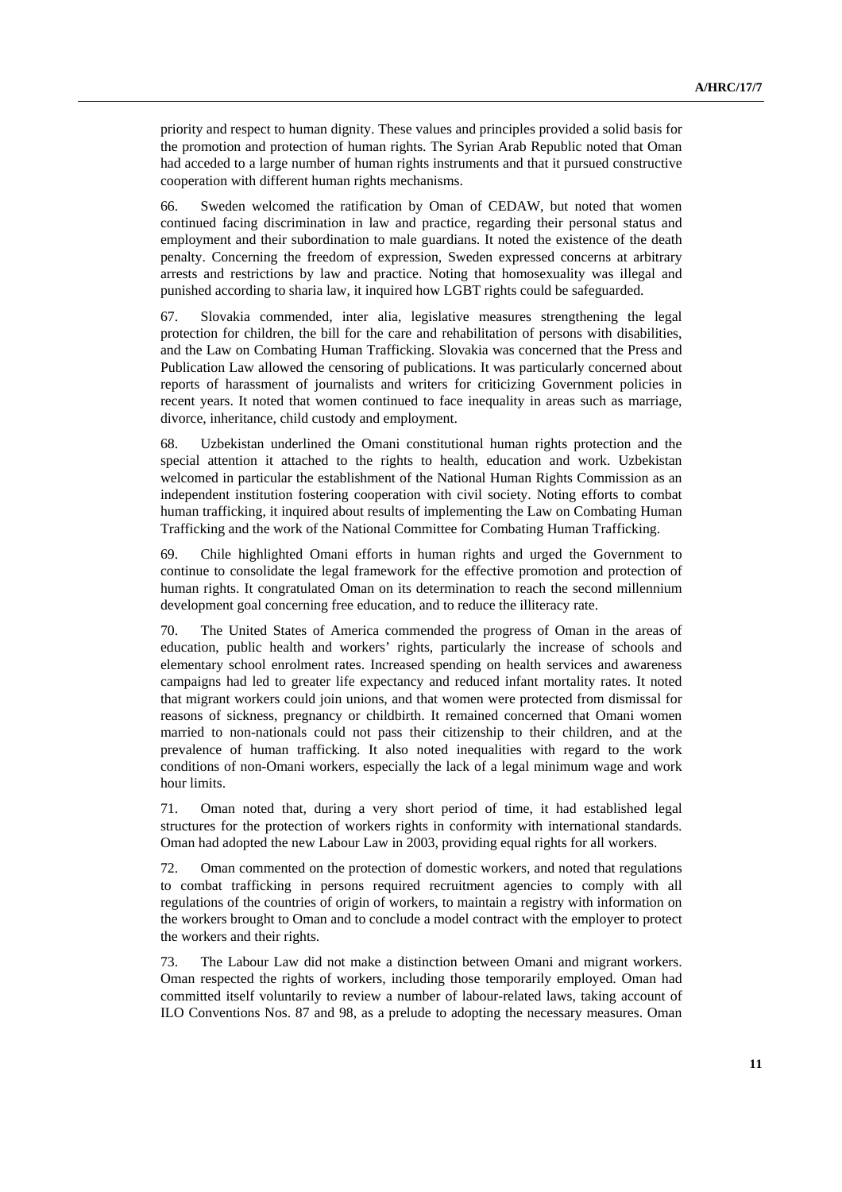priority and respect to human dignity. These values and principles provided a solid basis for the promotion and protection of human rights. The Syrian Arab Republic noted that Oman had acceded to a large number of human rights instruments and that it pursued constructive cooperation with different human rights mechanisms.

66. Sweden welcomed the ratification by Oman of CEDAW, but noted that women continued facing discrimination in law and practice, regarding their personal status and employment and their subordination to male guardians. It noted the existence of the death penalty. Concerning the freedom of expression, Sweden expressed concerns at arbitrary arrests and restrictions by law and practice. Noting that homosexuality was illegal and punished according to sharia law, it inquired how LGBT rights could be safeguarded.

67. Slovakia commended, inter alia, legislative measures strengthening the legal protection for children, the bill for the care and rehabilitation of persons with disabilities, and the Law on Combating Human Trafficking. Slovakia was concerned that the Press and Publication Law allowed the censoring of publications. It was particularly concerned about reports of harassment of journalists and writers for criticizing Government policies in recent years. It noted that women continued to face inequality in areas such as marriage, divorce, inheritance, child custody and employment.

68. Uzbekistan underlined the Omani constitutional human rights protection and the special attention it attached to the rights to health, education and work. Uzbekistan welcomed in particular the establishment of the National Human Rights Commission as an independent institution fostering cooperation with civil society. Noting efforts to combat human trafficking, it inquired about results of implementing the Law on Combating Human Trafficking and the work of the National Committee for Combating Human Trafficking.

69. Chile highlighted Omani efforts in human rights and urged the Government to continue to consolidate the legal framework for the effective promotion and protection of human rights. It congratulated Oman on its determination to reach the second millennium development goal concerning free education, and to reduce the illiteracy rate.

70. The United States of America commended the progress of Oman in the areas of education, public health and workers' rights, particularly the increase of schools and elementary school enrolment rates. Increased spending on health services and awareness campaigns had led to greater life expectancy and reduced infant mortality rates. It noted that migrant workers could join unions, and that women were protected from dismissal for reasons of sickness, pregnancy or childbirth. It remained concerned that Omani women married to non-nationals could not pass their citizenship to their children, and at the prevalence of human trafficking. It also noted inequalities with regard to the work conditions of non-Omani workers, especially the lack of a legal minimum wage and work hour limits.

71. Oman noted that, during a very short period of time, it had established legal structures for the protection of workers rights in conformity with international standards. Oman had adopted the new Labour Law in 2003, providing equal rights for all workers.

72. Oman commented on the protection of domestic workers, and noted that regulations to combat trafficking in persons required recruitment agencies to comply with all regulations of the countries of origin of workers, to maintain a registry with information on the workers brought to Oman and to conclude a model contract with the employer to protect the workers and their rights.

73. The Labour Law did not make a distinction between Omani and migrant workers. Oman respected the rights of workers, including those temporarily employed. Oman had committed itself voluntarily to review a number of labour-related laws, taking account of ILO Conventions Nos. 87 and 98, as a prelude to adopting the necessary measures. Oman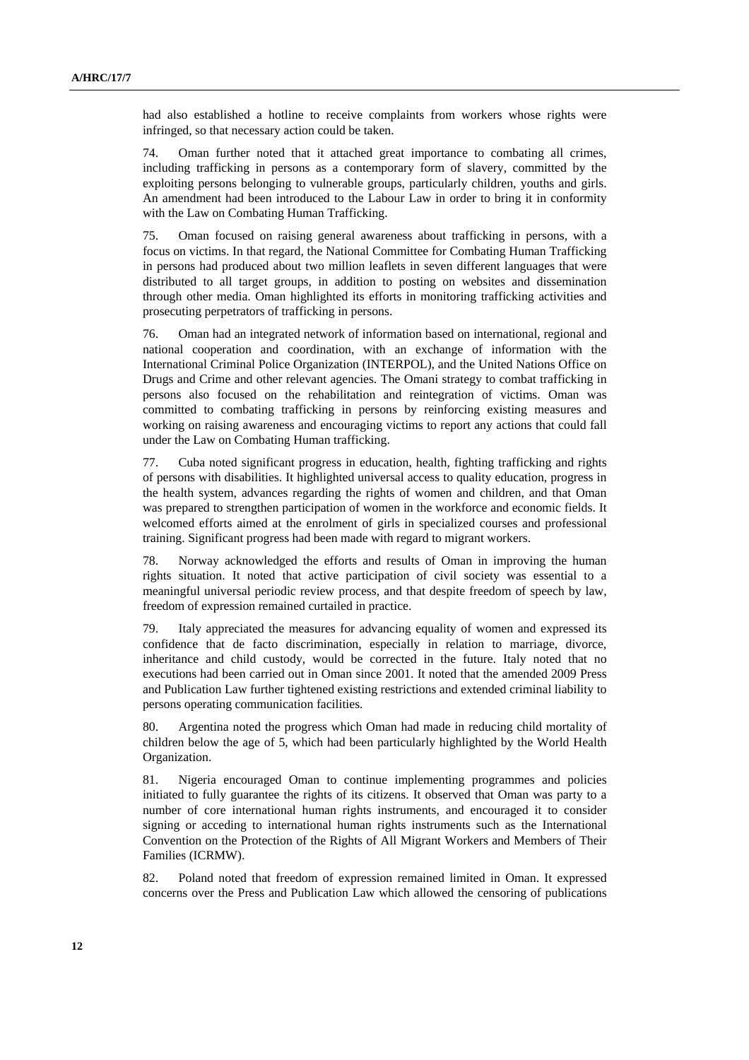had also established a hotline to receive complaints from workers whose rights were infringed, so that necessary action could be taken.

74. Oman further noted that it attached great importance to combating all crimes, including trafficking in persons as a contemporary form of slavery, committed by the exploiting persons belonging to vulnerable groups, particularly children, youths and girls. An amendment had been introduced to the Labour Law in order to bring it in conformity with the Law on Combating Human Trafficking.

75. Oman focused on raising general awareness about trafficking in persons, with a focus on victims. In that regard, the National Committee for Combating Human Trafficking in persons had produced about two million leaflets in seven different languages that were distributed to all target groups, in addition to posting on websites and dissemination through other media. Oman highlighted its efforts in monitoring trafficking activities and prosecuting perpetrators of trafficking in persons.

76. Oman had an integrated network of information based on international, regional and national cooperation and coordination, with an exchange of information with the International Criminal Police Organization (INTERPOL), and the United Nations Office on Drugs and Crime and other relevant agencies. The Omani strategy to combat trafficking in persons also focused on the rehabilitation and reintegration of victims. Oman was committed to combating trafficking in persons by reinforcing existing measures and working on raising awareness and encouraging victims to report any actions that could fall under the Law on Combating Human trafficking.

77. Cuba noted significant progress in education, health, fighting trafficking and rights of persons with disabilities. It highlighted universal access to quality education, progress in the health system, advances regarding the rights of women and children, and that Oman was prepared to strengthen participation of women in the workforce and economic fields. It welcomed efforts aimed at the enrolment of girls in specialized courses and professional training. Significant progress had been made with regard to migrant workers.

78. Norway acknowledged the efforts and results of Oman in improving the human rights situation. It noted that active participation of civil society was essential to a meaningful universal periodic review process, and that despite freedom of speech by law, freedom of expression remained curtailed in practice.

79. Italy appreciated the measures for advancing equality of women and expressed its confidence that de facto discrimination, especially in relation to marriage, divorce, inheritance and child custody, would be corrected in the future. Italy noted that no executions had been carried out in Oman since 2001. It noted that the amended 2009 Press and Publication Law further tightened existing restrictions and extended criminal liability to persons operating communication facilities.

80. Argentina noted the progress which Oman had made in reducing child mortality of children below the age of 5, which had been particularly highlighted by the World Health Organization.

81. Nigeria encouraged Oman to continue implementing programmes and policies initiated to fully guarantee the rights of its citizens. It observed that Oman was party to a number of core international human rights instruments, and encouraged it to consider signing or acceding to international human rights instruments such as the International Convention on the Protection of the Rights of All Migrant Workers and Members of Their Families (ICRMW).

82. Poland noted that freedom of expression remained limited in Oman. It expressed concerns over the Press and Publication Law which allowed the censoring of publications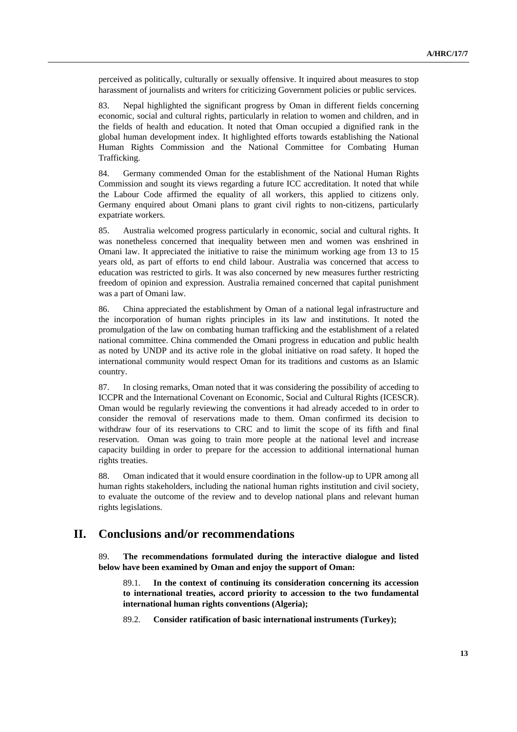perceived as politically, culturally or sexually offensive. It inquired about measures to stop harassment of journalists and writers for criticizing Government policies or public services.

83. Nepal highlighted the significant progress by Oman in different fields concerning economic, social and cultural rights, particularly in relation to women and children, and in the fields of health and education. It noted that Oman occupied a dignified rank in the global human development index. It highlighted efforts towards establishing the National Human Rights Commission and the National Committee for Combating Human Trafficking.

84. Germany commended Oman for the establishment of the National Human Rights Commission and sought its views regarding a future ICC accreditation. It noted that while the Labour Code affirmed the equality of all workers, this applied to citizens only. Germany enquired about Omani plans to grant civil rights to non-citizens, particularly expatriate workers.

85. Australia welcomed progress particularly in economic, social and cultural rights. It was nonetheless concerned that inequality between men and women was enshrined in Omani law. It appreciated the initiative to raise the minimum working age from 13 to 15 years old, as part of efforts to end child labour. Australia was concerned that access to education was restricted to girls. It was also concerned by new measures further restricting freedom of opinion and expression. Australia remained concerned that capital punishment was a part of Omani law.

86. China appreciated the establishment by Oman of a national legal infrastructure and the incorporation of human rights principles in its law and institutions. It noted the promulgation of the law on combating human trafficking and the establishment of a related national committee. China commended the Omani progress in education and public health as noted by UNDP and its active role in the global initiative on road safety. It hoped the international community would respect Oman for its traditions and customs as an Islamic country.

87. In closing remarks, Oman noted that it was considering the possibility of acceding to ICCPR and the International Covenant on Economic, Social and Cultural Rights (ICESCR). Oman would be regularly reviewing the conventions it had already acceded to in order to consider the removal of reservations made to them. Oman confirmed its decision to withdraw four of its reservations to CRC and to limit the scope of its fifth and final reservation. Oman was going to train more people at the national level and increase capacity building in order to prepare for the accession to additional international human rights treaties.

88. Oman indicated that it would ensure coordination in the follow-up to UPR among all human rights stakeholders, including the national human rights institution and civil society, to evaluate the outcome of the review and to develop national plans and relevant human rights legislations.

# II. Conclusions and/or recommendations

89. **The recommendations formulated during the interactive dialogue and listed below have been examined by Oman and enjoy the support of Oman:**

89.1. **In the context of continuing its consideration concerning its accession to international treaties, accord priority to accession to the two fundamental international human rights conventions (Algeria);**

89.2. **Consider ratification of basic international instruments (Turkey);**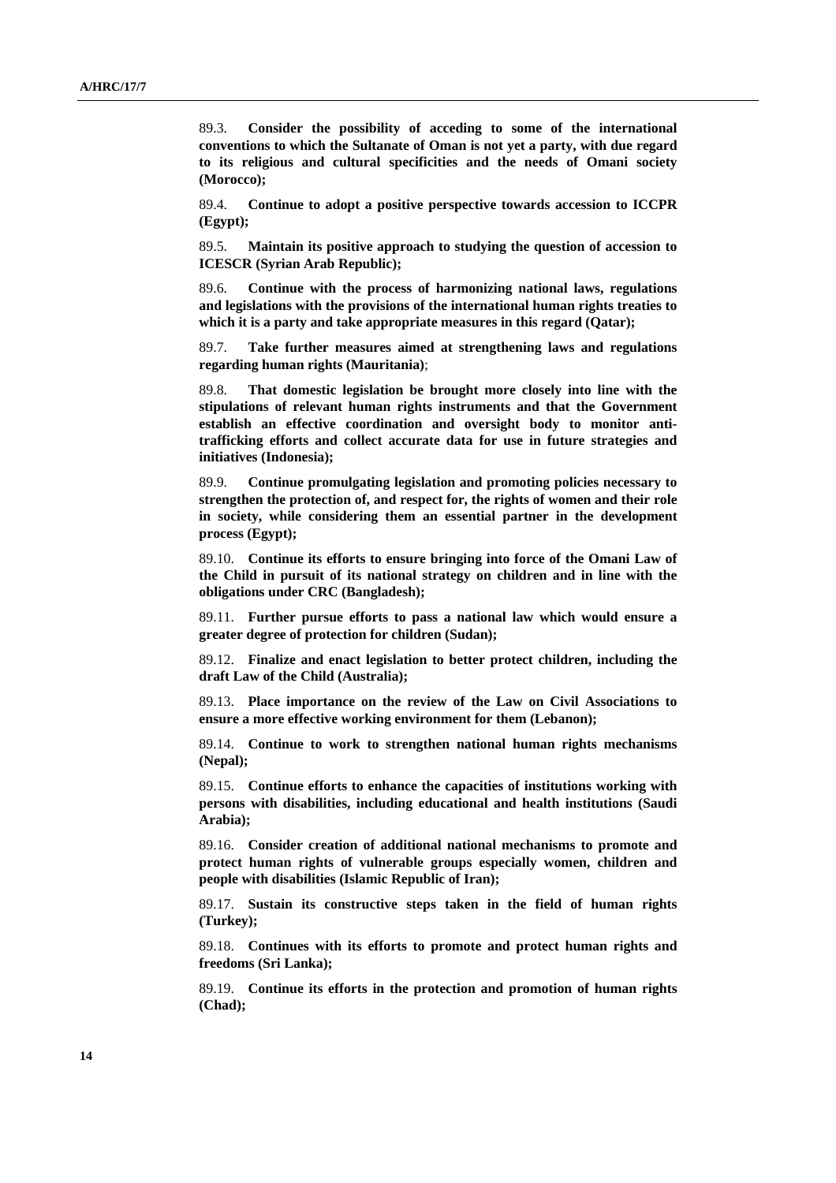89.3. **Consider the possibility of acceding to some of the international conventions to which the Sultanate of Oman is not yet a party, with due regard to its religious and cultural specificities and the needs of Omani society (Morocco);**

89.4. **Continue to adopt a positive perspective towards accession to ICCPR (Egypt);**

89.5. **Maintain its positive approach to studying the question of accession to ICESCR (Syrian Arab Republic);**

89.6. **Continue with the process of harmonizing national laws, regulations and legislations with the provisions of the international human rights treaties to which it is a party and take appropriate measures in this regard (Qatar);**

89.7. **Take further measures aimed at strengthening laws and regulations regarding human rights (Mauritania)**;

89.8. **That domestic legislation be brought more closely into line with the stipulations of relevant human rights instruments and that the Government establish an effective coordination and oversight body to monitor anti-trafficking efforts and collect accurate data for use in future strategies and initiatives (Indonesia);**

89.9. **Continue promulgating legislation and promoting policies necessary to strengthen the protection of, and respect for, the rights of women and their role in society, while considering them an essential partner in the development process (Egypt);**

89.10. **Continue its efforts to ensure bringing into force of the Omani Law of the Child in pursuit of its national strategy on children and in line with the obligations under CRC (Bangladesh);**

89.11. **Further pursue efforts to pass a national law which would ensure a greater degree of protection for children (Sudan);**

89.12. **Finalize and enact legislation to better protect children, including the draft Law of the Child (Australia);**

89.13. **Place importance on the review of the Law on Civil Associations to ensure a more effective working environment for them (Lebanon);**

89.14. **Continue to work to strengthen national human rights mechanisms (Nepal);**

89.15. **Continue efforts to enhance the capacities of institutions working with persons with disabilities, including educational and health institutions (Saudi Arabia);**

89.16. **Consider creation of additional national mechanisms to promote and protect human rights of vulnerable groups especially women, children and people with disabilities (Islamic Republic of Iran);**

89.17. **Sustain its constructive steps taken in the field of human rights (Turkey);**

89.18. **Continues with its efforts to promote and protect human rights and freedoms (Sri Lanka);**

89.19. **Continue its efforts in the protection and promotion of human rights (Chad);**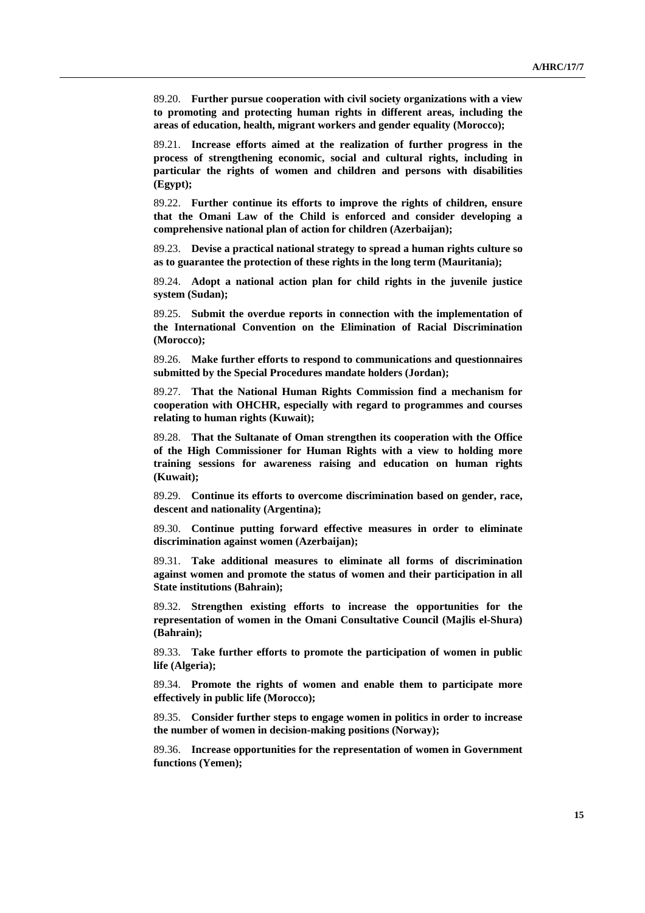89.20. **Further pursue cooperation with civil society organizations with a view to promoting and protecting human rights in different areas, including the areas of education, health, migrant workers and gender equality (Morocco);**

89.21. **Increase efforts aimed at the realization of further progress in the process of strengthening economic, social and cultural rights, including in particular the rights of women and children and persons with disabilities (Egypt);**

89.22. **Further continue its efforts to improve the rights of children, ensure that the Omani Law of the Child is enforced and consider developing a comprehensive national plan of action for children (Azerbaijan);**

89.23. **Devise a practical national strategy to spread a human rights culture so as to guarantee the protection of these rights in the long term (Mauritania);**

89.24. **Adopt a national action plan for child rights in the juvenile justice system (Sudan);**

89.25. **Submit the overdue reports in connection with the implementation of the International Convention on the Elimination of Racial Discrimination (Morocco);**

89.26. **Make further efforts to respond to communications and questionnaires submitted by the Special Procedures mandate holders (Jordan);**

89.27. **That the National Human Rights Commission find a mechanism for cooperation with OHCHR, especially with regard to programmes and courses relating to human rights (Kuwait);**

89.28. **That the Sultanate of Oman strengthen its cooperation with the Office of the High Commissioner for Human Rights with a view to holding more training sessions for awareness raising and education on human rights (Kuwait);**

89.29. **Continue its efforts to overcome discrimination based on gender, race, descent and nationality (Argentina);**

89.30. **Continue putting forward effective measures in order to eliminate discrimination against women (Azerbaijan);**

89.31. **Take additional measures to eliminate all forms of discrimination against women and promote the status of women and their participation in all State institutions (Bahrain);**

89.32. **Strengthen existing efforts to increase the opportunities for the representation of women in the Omani Consultative Council (Majlis el-Shura) (Bahrain);**

89.33. **Take further efforts to promote the participation of women in public life (Algeria);**

89.34. **Promote the rights of women and enable them to participate more effectively in public life (Morocco);**

89.35. **Consider further steps to engage women in politics in order to increase the number of women in decision-making positions (Norway);**

89.36. **Increase opportunities for the representation of women in Government functions (Yemen);**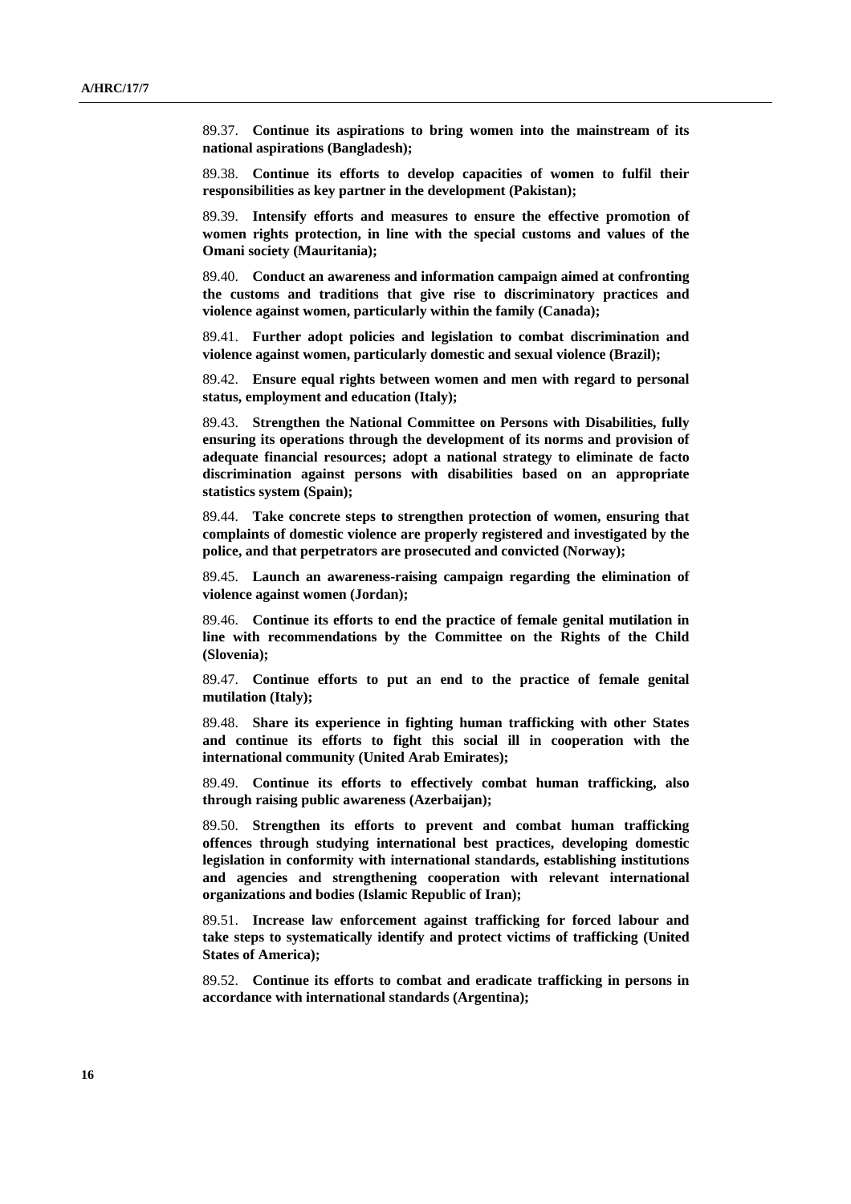89.37. **Continue its aspirations to bring women into the mainstream of its national aspirations (Bangladesh);**

89.38. **Continue its efforts to develop capacities of women to fulfil their responsibilities as key partner in the development (Pakistan);**

89.39. **Intensify efforts and measures to ensure the effective promotion of women rights protection, in line with the special customs and values of the Omani society (Mauritania);**

89.40. **Conduct an awareness and information campaign aimed at confronting the customs and traditions that give rise to discriminatory practices and violence against women, particularly within the family (Canada);**

89.41. **Further adopt policies and legislation to combat discrimination and violence against women, particularly domestic and sexual violence (Brazil);**

89.42. **Ensure equal rights between women and men with regard to personal status, employment and education (Italy);**

89.43. **Strengthen the National Committee on Persons with Disabilities, fully ensuring its operations through the development of its norms and provision of adequate financial resources; adopt a national strategy to eliminate de facto discrimination against persons with disabilities based on an appropriate statistics system (Spain);**

89.44. **Take concrete steps to strengthen protection of women, ensuring that complaints of domestic violence are properly registered and investigated by the police, and that perpetrators are prosecuted and convicted (Norway);**

89.45. **Launch an awareness-raising campaign regarding the elimination of violence against women (Jordan);**

89.46. **Continue its efforts to end the practice of female genital mutilation in line with recommendations by the Committee on the Rights of the Child (Slovenia);**

89.47. **Continue efforts to put an end to the practice of female genital mutilation (Italy);**

89.48. **Share its experience in fighting human trafficking with other States and continue its efforts to fight this social ill in cooperation with the international community (United Arab Emirates);**

89.49. **Continue its efforts to effectively combat human trafficking, also through raising public awareness (Azerbaijan);**

89.50. **Strengthen its efforts to prevent and combat human trafficking offences through studying international best practices, developing domestic legislation in conformity with international standards, establishing institutions and agencies and strengthening cooperation with relevant international organizations and bodies (Islamic Republic of Iran);**

89.51. **Increase law enforcement against trafficking for forced labour and take steps to systematically identify and protect victims of trafficking (United States of America);**

89.52. **Continue its efforts to combat and eradicate trafficking in persons in accordance with international standards (Argentina);**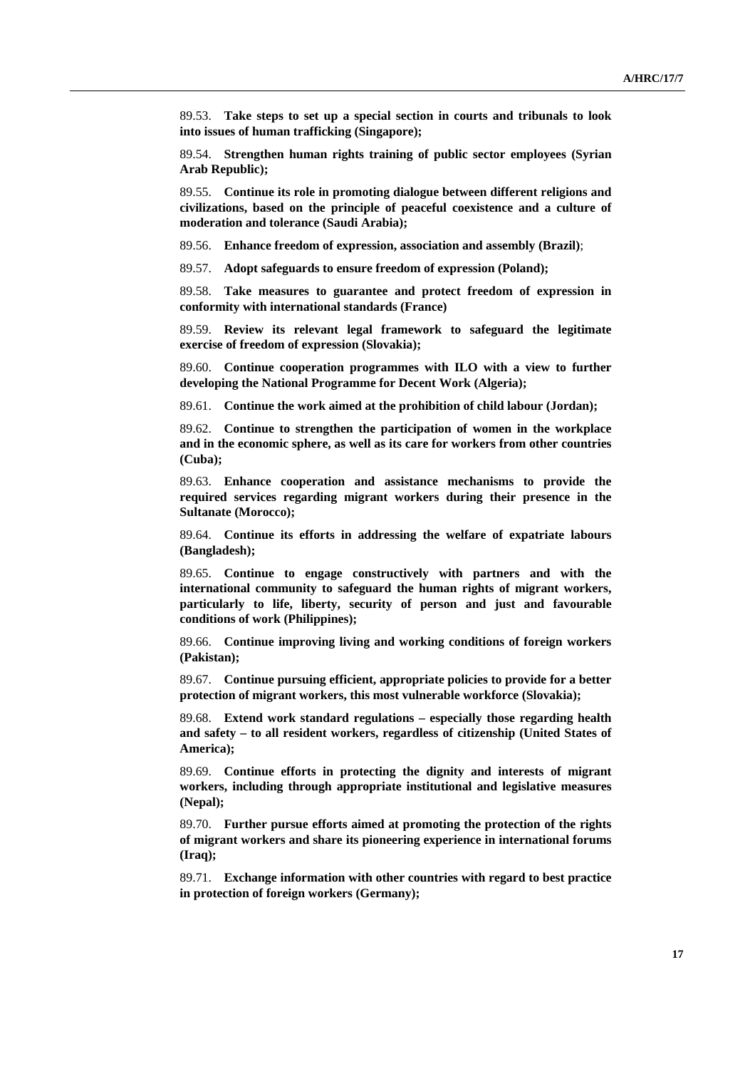89.53. **Take steps to set up a special section in courts and tribunals to look into issues of human trafficking (Singapore);**

89.54. **Strengthen human rights training of public sector employees (Syrian Arab Republic);**

89.55. **Continue its role in promoting dialogue between different religions and civilizations, based on the principle of peaceful coexistence and a culture of moderation and tolerance (Saudi Arabia);**

89.56. **Enhance freedom of expression, association and assembly (Brazil)**;

89.57. **Adopt safeguards to ensure freedom of expression (Poland);**

89.58. **Take measures to guarantee and protect freedom of expression in conformity with international standards (France)**

89.59. **Review its relevant legal framework to safeguard the legitimate exercise of freedom of expression (Slovakia);**

89.60. **Continue cooperation programmes with ILO with a view to further developing the National Programme for Decent Work (Algeria);**

89.61. **Continue the work aimed at the prohibition of child labour (Jordan);**

89.62. **Continue to strengthen the participation of women in the workplace and in the economic sphere, as well as its care for workers from other countries (Cuba);**

89.63. **Enhance cooperation and assistance mechanisms to provide the required services regarding migrant workers during their presence in the Sultanate (Morocco);**

89.64. **Continue its efforts in addressing the welfare of expatriate labours (Bangladesh);**

89.65. **Continue to engage constructively with partners and with the international community to safeguard the human rights of migrant workers, particularly to life, liberty, security of person and just and favourable conditions of work (Philippines);**

89.66. **Continue improving living and working conditions of foreign workers (Pakistan);**

89.67. **Continue pursuing efficient, appropriate policies to provide for a better protection of migrant workers, this most vulnerable workforce (Slovakia);**

89.68. **Extend work standard regulations – especially those regarding health and safety – to all resident workers, regardless of citizenship (United States of America);**

89.69. **Continue efforts in protecting the dignity and interests of migrant workers, including through appropriate institutional and legislative measures (Nepal);**

89.70. **Further pursue efforts aimed at promoting the protection of the rights of migrant workers and share its pioneering experience in international forums (Iraq);**

89.71. **Exchange information with other countries with regard to best practice in protection of foreign workers (Germany);**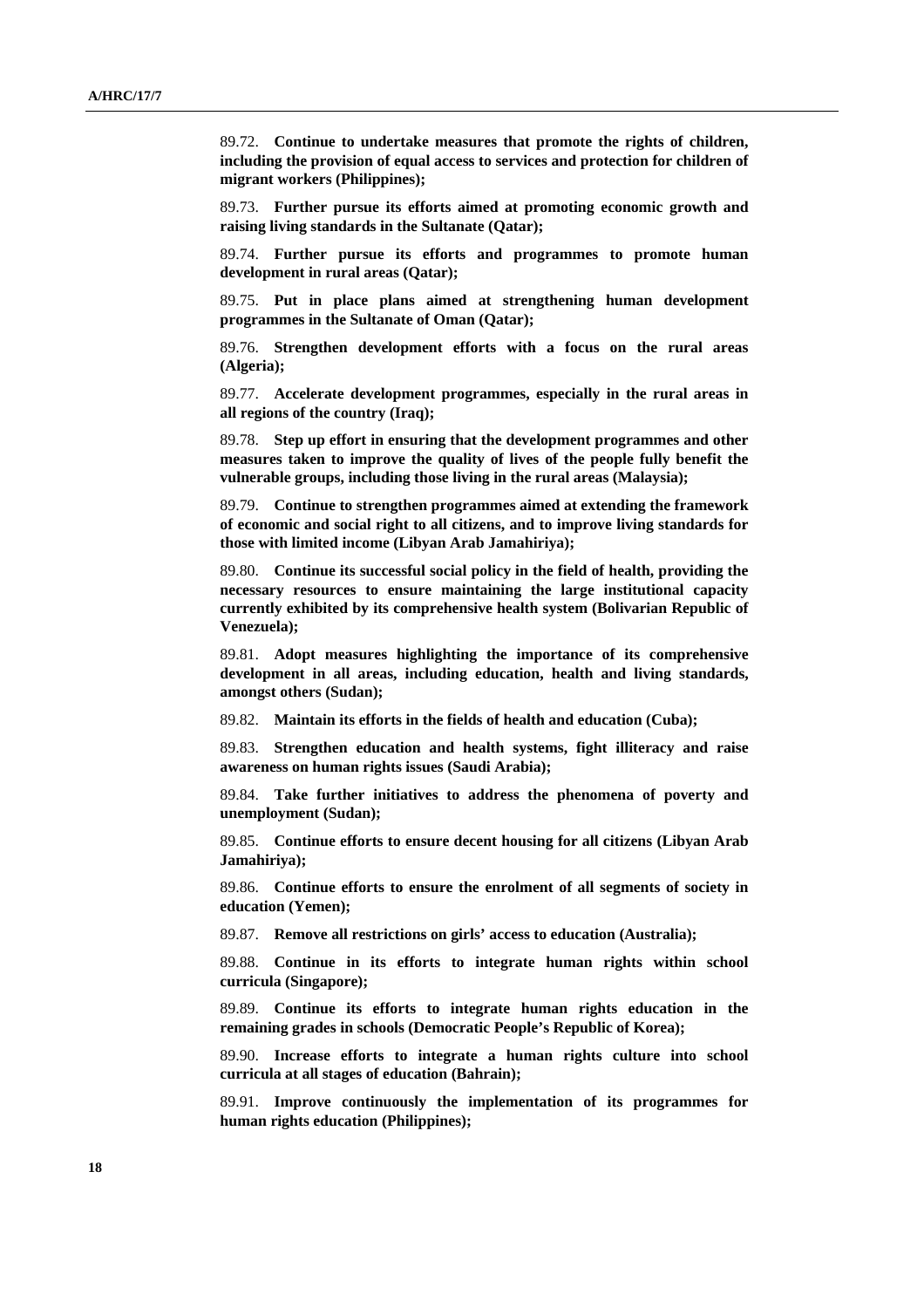89.72. **Continue to undertake measures that promote the rights of children, including the provision of equal access to services and protection for children of migrant workers (Philippines);**

89.73. **Further pursue its efforts aimed at promoting economic growth and raising living standards in the Sultanate (Qatar);**

89.74. **Further pursue its efforts and programmes to promote human development in rural areas (Qatar);**

89.75. **Put in place plans aimed at strengthening human development programmes in the Sultanate of Oman (Qatar);**

89.76. **Strengthen development efforts with a focus on the rural areas (Algeria);**

89.77. **Accelerate development programmes, especially in the rural areas in all regions of the country (Iraq);**

89.78. **Step up effort in ensuring that the development programmes and other measures taken to improve the quality of lives of the people fully benefit the vulnerable groups, including those living in the rural areas (Malaysia);**

89.79. **Continue to strengthen programmes aimed at extending the framework of economic and social right to all citizens, and to improve living standards for those with limited income (Libyan Arab Jamahiriya);**

89.80. **Continue its successful social policy in the field of health, providing the necessary resources to ensure maintaining the large institutional capacity currently exhibited by its comprehensive health system (Bolivarian Republic of Venezuela);**

89.81. **Adopt measures highlighting the importance of its comprehensive development in all areas, including education, health and living standards, amongst others (Sudan);**

89.82. **Maintain its efforts in the fields of health and education (Cuba);**

89.83. **Strengthen education and health systems, fight illiteracy and raise awareness on human rights issues (Saudi Arabia);**

89.84. **Take further initiatives to address the phenomena of poverty and unemployment (Sudan);**

89.85. **Continue efforts to ensure decent housing for all citizens (Libyan Arab Jamahiriya);**

89.86. **Continue efforts to ensure the enrolment of all segments of society in education (Yemen);**

89.87. **Remove all restrictions on girls' access to education (Australia);**

89.88. **Continue in its efforts to integrate human rights within school curricula (Singapore);**

89.89. **Continue its efforts to integrate human rights education in the remaining grades in schools (Democratic People's Republic of Korea);**

89.90. **Increase efforts to integrate a human rights culture into school curricula at all stages of education (Bahrain);**

89.91. **Improve continuously the implementation of its programmes for human rights education (Philippines);**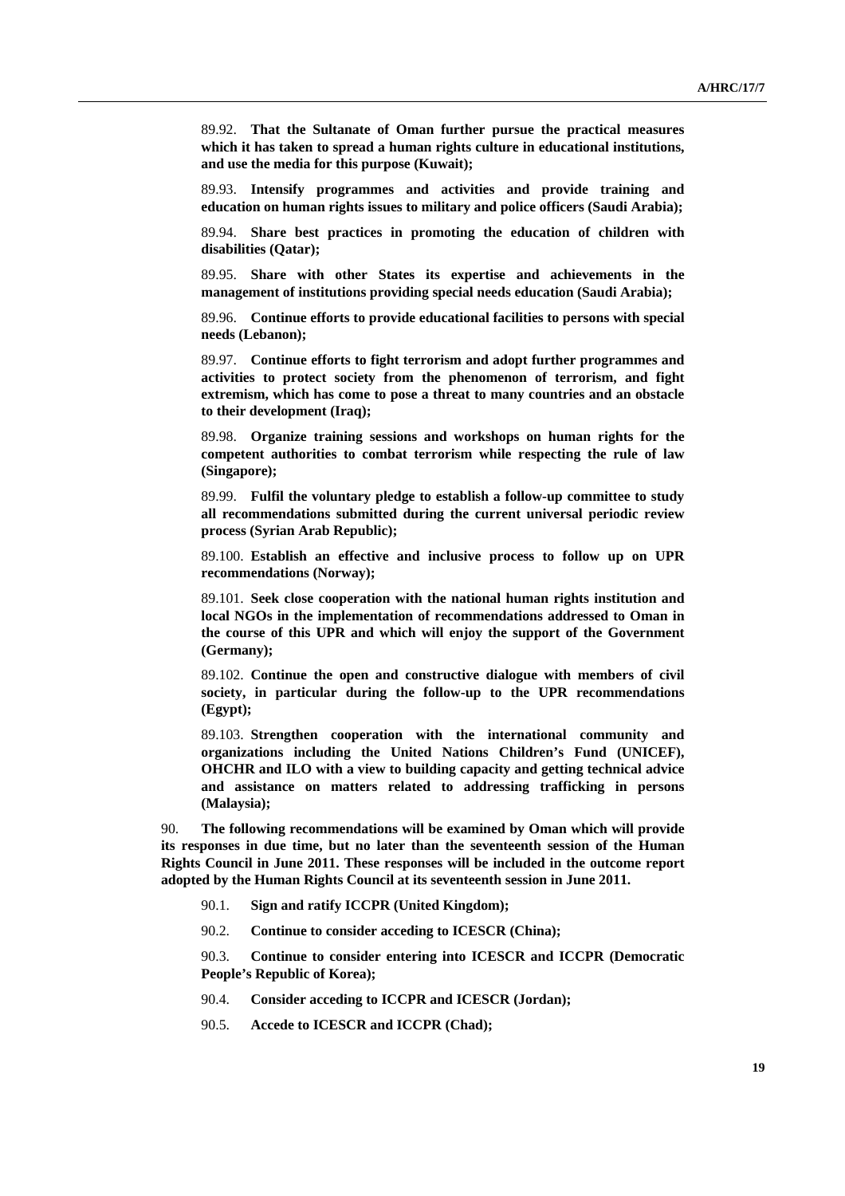89.92. **That the Sultanate of Oman further pursue the practical measures which it has taken to spread a human rights culture in educational institutions, and use the media for this purpose (Kuwait);**

89.93. **Intensify programmes and activities and provide training and education on human rights issues to military and police officers (Saudi Arabia);**

89.94. **Share best practices in promoting the education of children with disabilities (Qatar);**

89.95. **Share with other States its expertise and achievements in the management of institutions providing special needs education (Saudi Arabia);**

89.96. **Continue efforts to provide educational facilities to persons with special needs (Lebanon);**

89.97. **Continue efforts to fight terrorism and adopt further programmes and activities to protect society from the phenomenon of terrorism, and fight extremism, which has come to pose a threat to many countries and an obstacle to their development (Iraq);**

89.98. **Organize training sessions and workshops on human rights for the competent authorities to combat terrorism while respecting the rule of law (Singapore);**

89.99. **Fulfil the voluntary pledge to establish a follow-up committee to study all recommendations submitted during the current universal periodic review process (Syrian Arab Republic);**

89.100. **Establish an effective and inclusive process to follow up on UPR recommendations (Norway);**

89.101. **Seek close cooperation with the national human rights institution and local NGOs in the implementation of recommendations addressed to Oman in the course of this UPR and which will enjoy the support of the Government (Germany);**

89.102. **Continue the open and constructive dialogue with members of civil society, in particular during the follow-up to the UPR recommendations (Egypt);**

89.103. **Strengthen cooperation with the international community and organizations including the United Nations Children's Fund (UNICEF), OHCHR and ILO with a view to building capacity and getting technical advice and assistance on matters related to addressing trafficking in persons (Malaysia);**

90. **The following recommendations will be examined by Oman which will provide its responses in due time, but no later than the seventeenth session of the Human Rights Council in June 2011. These responses will be included in the outcome report adopted by the Human Rights Council at its seventeenth session in June 2011.**

90.1. **Sign and ratify ICCPR (United Kingdom);**

90.2. **Continue to consider acceding to ICESCR (China);**

90.3. **Continue to consider entering into ICESCR and ICCPR (Democratic People's Republic of Korea);**

90.4. **Consider acceding to ICCPR and ICESCR (Jordan);**

90.5. **Accede to ICESCR and ICCPR (Chad);**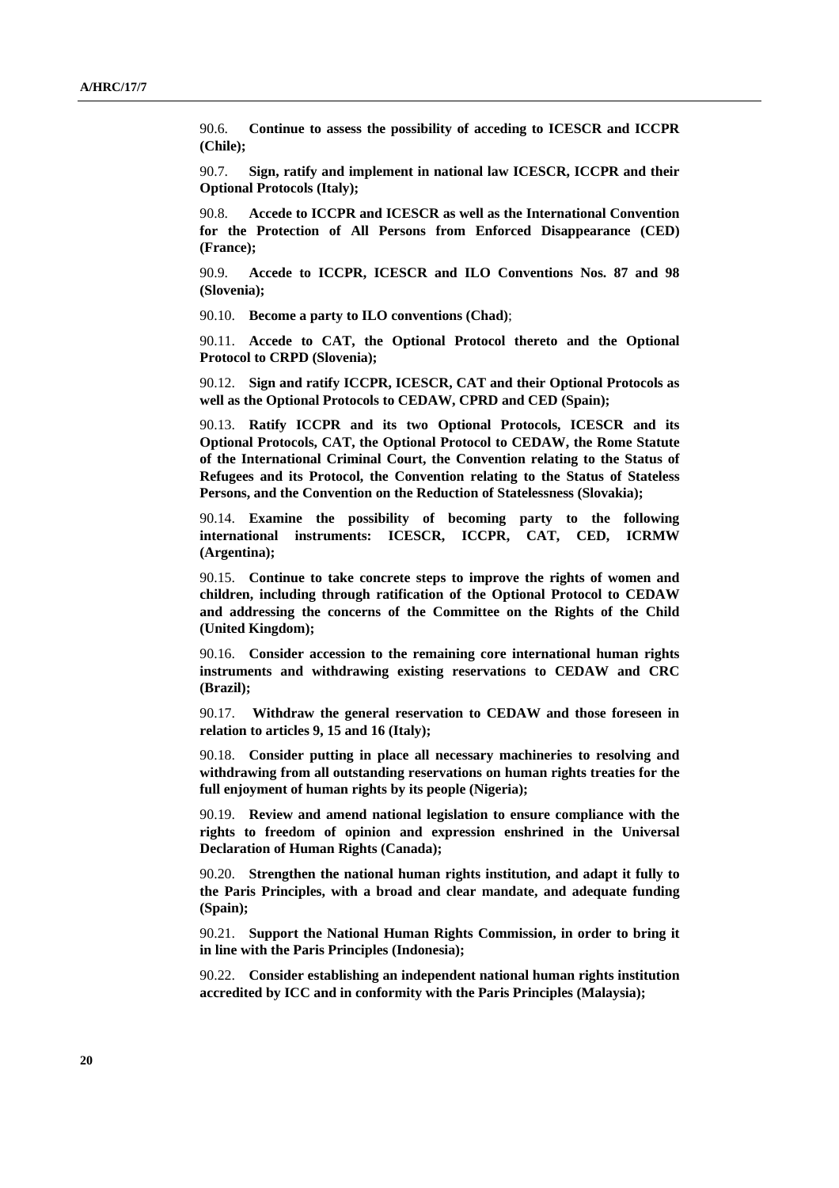90.6. **Continue to assess the possibility of acceding to ICESCR and ICCPR (Chile);**

90.7. **Sign, ratify and implement in national law ICESCR, ICCPR and their Optional Protocols (Italy);**

90.8. **Accede to ICCPR and ICESCR as well as the International Convention for the Protection of All Persons from Enforced Disappearance (CED) (France);**

90.9. **Accede to ICCPR, ICESCR and ILO Conventions Nos. 87 and 98 (Slovenia);**

90.10. **Become a party to ILO conventions (Chad)**;

90.11. **Accede to CAT, the Optional Protocol thereto and the Optional Protocol to CRPD (Slovenia);**

90.12. **Sign and ratify ICCPR, ICESCR, CAT and their Optional Protocols as well as the Optional Protocols to CEDAW, CPRD and CED (Spain);**

90.13. **Ratify ICCPR and its two Optional Protocols, ICESCR and its Optional Protocols, CAT, the Optional Protocol to CEDAW, the Rome Statute of the International Criminal Court, the Convention relating to the Status of Refugees and its Protocol, the Convention relating to the Status of Stateless Persons, and the Convention on the Reduction of Statelessness (Slovakia);**

90.14. **Examine the possibility of becoming party to the following international instruments: ICESCR, ICCPR, CAT, CED, ICRMW (Argentina);**

90.15. **Continue to take concrete steps to improve the rights of women and children, including through ratification of the Optional Protocol to CEDAW and addressing the concerns of the Committee on the Rights of the Child (United Kingdom);**

90.16. **Consider accession to the remaining core international human rights instruments and withdrawing existing reservations to CEDAW and CRC (Brazil);**

90.17. **Withdraw the general reservation to CEDAW and those foreseen in relation to articles 9, 15 and 16 (Italy);**

90.18. **Consider putting in place all necessary machineries to resolving and withdrawing from all outstanding reservations on human rights treaties for the full enjoyment of human rights by its people (Nigeria);**

90.19. **Review and amend national legislation to ensure compliance with the rights to freedom of opinion and expression enshrined in the Universal Declaration of Human Rights (Canada);**

90.20. **Strengthen the national human rights institution, and adapt it fully to the Paris Principles, with a broad and clear mandate, and adequate funding (Spain);**

90.21. **Support the National Human Rights Commission, in order to bring it in line with the Paris Principles (Indonesia);**

90.22. **Consider establishing an independent national human rights institution accredited by ICC and in conformity with the Paris Principles (Malaysia);**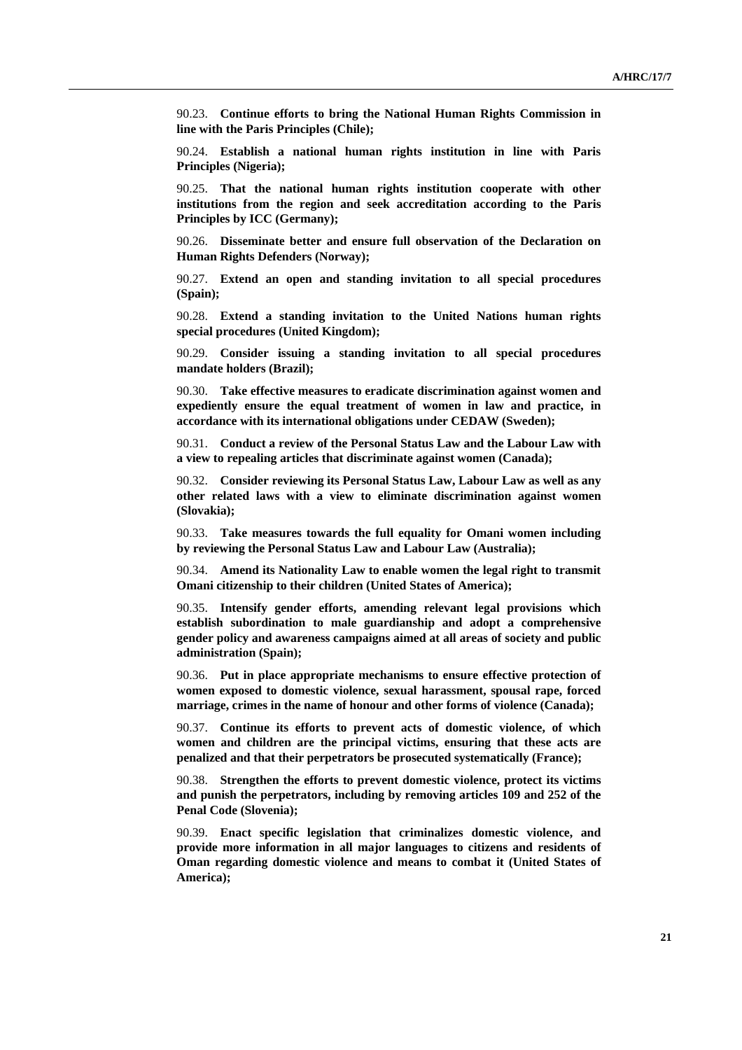90.23. **Continue efforts to bring the National Human Rights Commission in line with the Paris Principles (Chile);**

90.24. **Establish a national human rights institution in line with Paris Principles (Nigeria);**

90.25. **That the national human rights institution cooperate with other institutions from the region and seek accreditation according to the Paris Principles by ICC (Germany);**

90.26. **Disseminate better and ensure full observation of the Declaration on Human Rights Defenders (Norway);**

90.27. **Extend an open and standing invitation to all special procedures (Spain);**

90.28. **Extend a standing invitation to the United Nations human rights special procedures (United Kingdom);**

90.29. **Consider issuing a standing invitation to all special procedures mandate holders (Brazil);**

90.30. **Take effective measures to eradicate discrimination against women and expediently ensure the equal treatment of women in law and practice, in accordance with its international obligations under CEDAW (Sweden);**

90.31. **Conduct a review of the Personal Status Law and the Labour Law with a view to repealing articles that discriminate against women (Canada);**

90.32. **Consider reviewing its Personal Status Law, Labour Law as well as any other related laws with a view to eliminate discrimination against women (Slovakia);**

90.33. **Take measures towards the full equality for Omani women including by reviewing the Personal Status Law and Labour Law (Australia);**

90.34. **Amend its Nationality Law to enable women the legal right to transmit Omani citizenship to their children (United States of America);**

90.35. **Intensify gender efforts, amending relevant legal provisions which establish subordination to male guardianship and adopt a comprehensive gender policy and awareness campaigns aimed at all areas of society and public administration (Spain);**

90.36. **Put in place appropriate mechanisms to ensure effective protection of women exposed to domestic violence, sexual harassment, spousal rape, forced marriage, crimes in the name of honour and other forms of violence (Canada);**

90.37. **Continue its efforts to prevent acts of domestic violence, of which women and children are the principal victims, ensuring that these acts are penalized and that their perpetrators be prosecuted systematically (France);**

90.38. **Strengthen the efforts to prevent domestic violence, protect its victims and punish the perpetrators, including by removing articles 109 and 252 of the Penal Code (Slovenia);**

90.39. **Enact specific legislation that criminalizes domestic violence, and provide more information in all major languages to citizens and residents of Oman regarding domestic violence and means to combat it (United States of America);**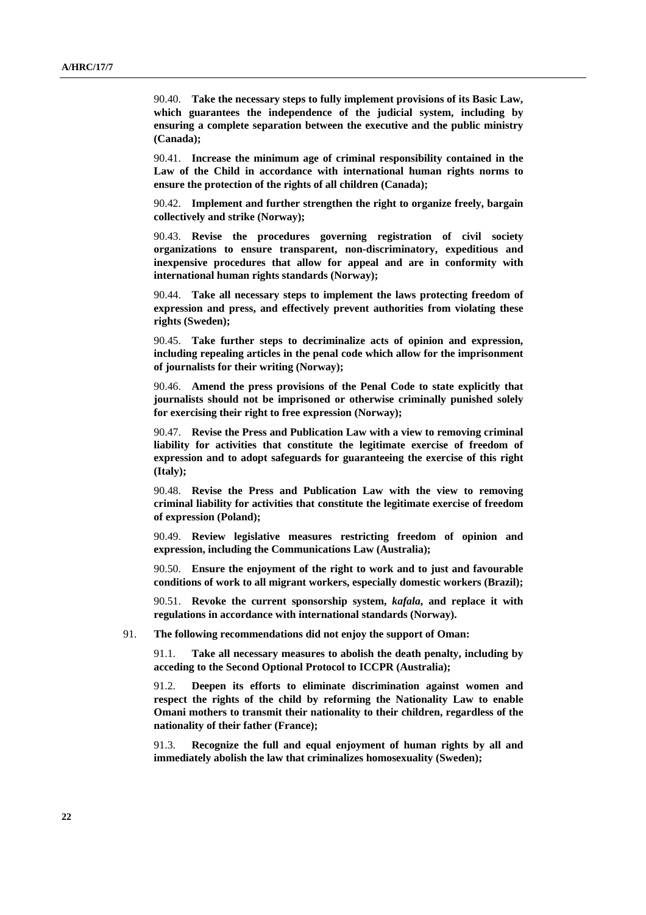90.40. **Take the necessary steps to fully implement provisions of its Basic Law, which guarantees the independence of the judicial system, including by ensuring a complete separation between the executive and the public ministry (Canada);**

90.41. **Increase the minimum age of criminal responsibility contained in the Law of the Child in accordance with international human rights norms to ensure the protection of the rights of all children (Canada);**

90.42. **Implement and further strengthen the right to organize freely, bargain collectively and strike (Norway);**

90.43. **Revise the procedures governing registration of civil society organizations to ensure transparent, non-discriminatory, expeditious and inexpensive procedures that allow for appeal and are in conformity with international human rights standards (Norway);**

90.44. **Take all necessary steps to implement the laws protecting freedom of expression and press, and effectively prevent authorities from violating these rights (Sweden);**

90.45. **Take further steps to decriminalize acts of opinion and expression, including repealing articles in the penal code which allow for the imprisonment of journalists for their writing (Norway);**

90.46. **Amend the press provisions of the Penal Code to state explicitly that journalists should not be imprisoned or otherwise criminally punished solely for exercising their right to free expression (Norway);**

90.47. **Revise the Press and Publication Law with a view to removing criminal liability for activities that constitute the legitimate exercise of freedom of expression and to adopt safeguards for guaranteeing the exercise of this right (Italy);**

90.48. **Revise the Press and Publication Law with the view to removing criminal liability for activities that constitute the legitimate exercise of freedom of expression (Poland);**

90.49. **Review legislative measures restricting freedom of opinion and expression, including the Communications Law (Australia);**

90.50. **Ensure the enjoyment of the right to work and to just and favourable conditions of work to all migrant workers, especially domestic workers (Brazil);**

90.51. **Revoke the current sponsorship system, *kafala*, and replace it with regulations in accordance with international standards (Norway).**

91. **The following recommendations did not enjoy the support of Oman:**

91.1. **Take all necessary measures to abolish the death penalty, including by acceding to the Second Optional Protocol to ICCPR (Australia);**

91.2. **Deepen its efforts to eliminate discrimination against women and respect the rights of the child by reforming the Nationality Law to enable Omani mothers to transmit their nationality to their children, regardless of the nationality of their father (France);**

91.3. **Recognize the full and equal enjoyment of human rights by all and immediately abolish the law that criminalizes homosexuality (Sweden);**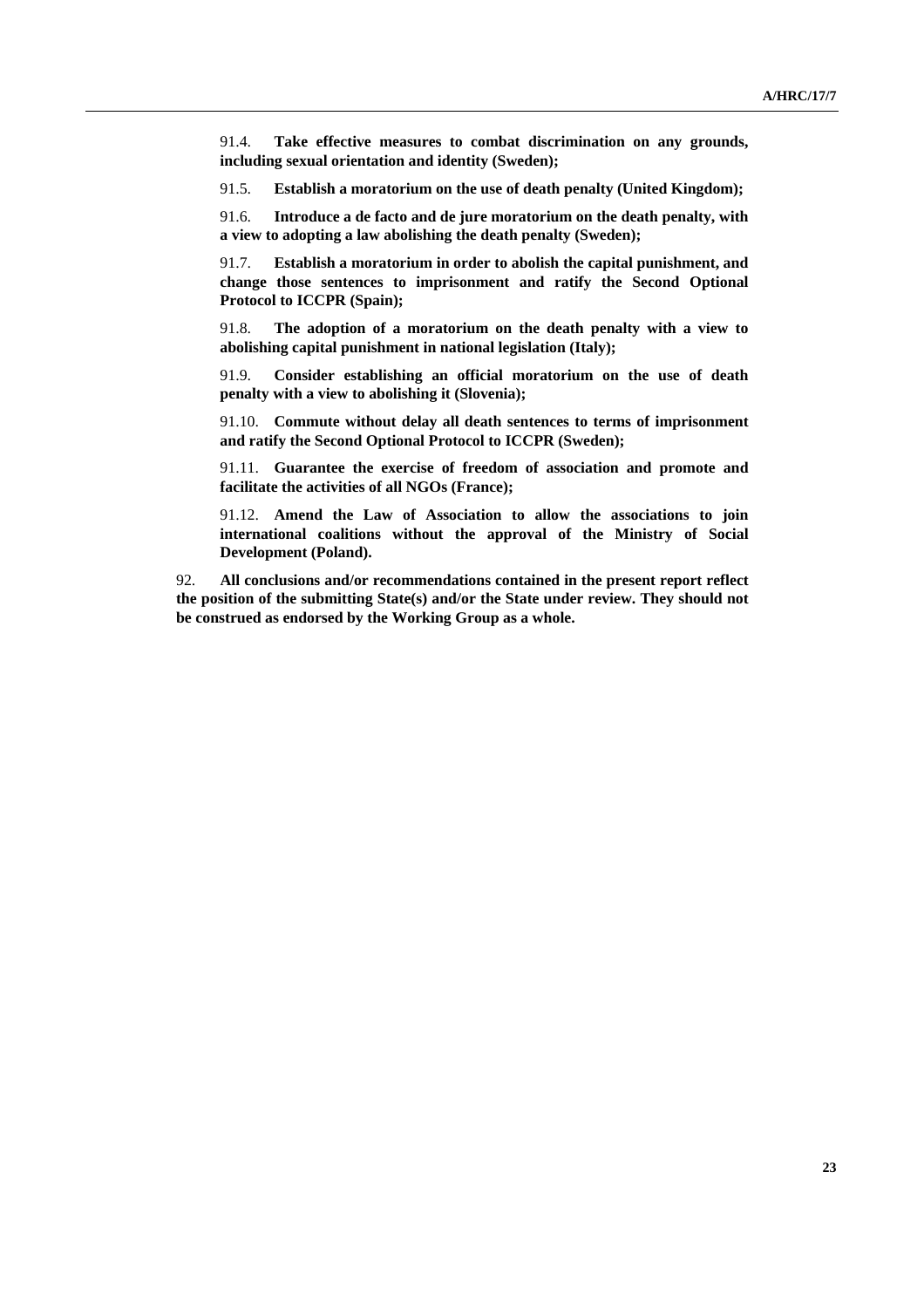91.4. **Take effective measures to combat discrimination on any grounds, including sexual orientation and identity (Sweden);**

91.5. **Establish a moratorium on the use of death penalty (United Kingdom);**

91.6. **Introduce a de facto and de jure moratorium on the death penalty, with a view to adopting a law abolishing the death penalty (Sweden);**

91.7. **Establish a moratorium in order to abolish the capital punishment, and change those sentences to imprisonment and ratify the Second Optional Protocol to ICCPR (Spain);**

91.8. **The adoption of a moratorium on the death penalty with a view to abolishing capital punishment in national legislation (Italy);**

91.9. **Consider establishing an official moratorium on the use of death penalty with a view to abolishing it (Slovenia);**

91.10. **Commute without delay all death sentences to terms of imprisonment and ratify the Second Optional Protocol to ICCPR (Sweden);**

91.11. **Guarantee the exercise of freedom of association and promote and facilitate the activities of all NGOs (France);**

91.12. **Amend the Law of Association to allow the associations to join international coalitions without the approval of the Ministry of Social Development (Poland).**

92. **All conclusions and/or recommendations contained in the present report reflect the position of the submitting State(s) and/or the State under review. They should not be construed as endorsed by the Working Group as a whole.**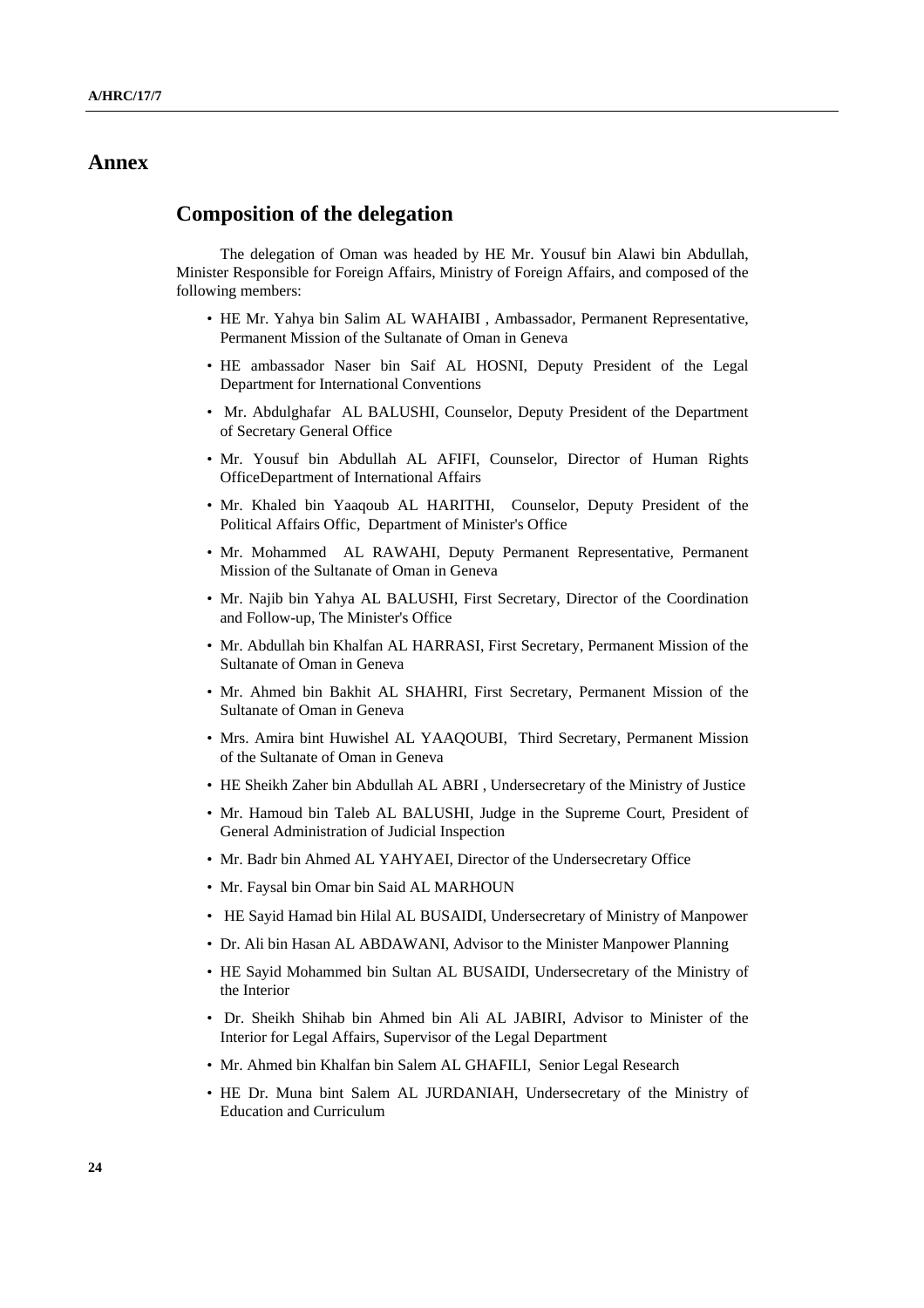# Annex

## Composition of the delegation

The delegation of Oman was headed by HE Mr. Yousuf bin Alawi bin Abdullah, Minister Responsible for Foreign Affairs, Ministry of Foreign Affairs, and composed of the following members:

- HE Mr. Yahya bin Salim AL WAHAIBI , Ambassador, Permanent Representative, Permanent Mission of the Sultanate of Oman in Geneva
- HE ambassador Naser bin Saif AL HOSNI, Deputy President of the Legal Department for International Conventions
- Mr. Abdulghafar AL BALUSHI, Counselor, Deputy President of the Department of Secretary General Office
- Mr. Yousuf bin Abdullah AL AFIFI, Counselor, Director of Human Rights OfficeDepartment of International Affairs
- Mr. Khaled bin Yaaqoub AL HARITHI, Counselor, Deputy President of the Political Affairs Offic, Department of Minister's Office
- Mr. Mohammed AL RAWAHI, Deputy Permanent Representative, Permanent Mission of the Sultanate of Oman in Geneva
- Mr. Najib bin Yahya AL BALUSHI, First Secretary, Director of the Coordination and Follow-up, The Minister's Office
- Mr. Abdullah bin Khalfan AL HARRASI, First Secretary, Permanent Mission of the Sultanate of Oman in Geneva
- Mr. Ahmed bin Bakhit AL SHAHRI, First Secretary, Permanent Mission of the Sultanate of Oman in Geneva
- Mrs. Amira bint Huwishel AL YAAQOUBI, Third Secretary, Permanent Mission of the Sultanate of Oman in Geneva
- HE Sheikh Zaher bin Abdullah AL ABRI , Undersecretary of the Ministry of Justice
- Mr. Hamoud bin Taleb AL BALUSHI, Judge in the Supreme Court, President of General Administration of Judicial Inspection
- Mr. Badr bin Ahmed AL YAHYAEI, Director of the Undersecretary Office
- Mr. Faysal bin Omar bin Said AL MARHOUN
- HE Sayid Hamad bin Hilal AL BUSAIDI, Undersecretary of Ministry of Manpower
- Dr. Ali bin Hasan AL ABDAWANI, Advisor to the Minister Manpower Planning
- HE Sayid Mohammed bin Sultan AL BUSAIDI, Undersecretary of the Ministry of the Interior
- Dr. Sheikh Shihab bin Ahmed bin Ali AL JABIRI, Advisor to Minister of the Interior for Legal Affairs, Supervisor of the Legal Department
- Mr. Ahmed bin Khalfan bin Salem AL GHAFILI, Senior Legal Research
- HE Dr. Muna bint Salem AL JURDANIAH, Undersecretary of the Ministry of Education and Curriculum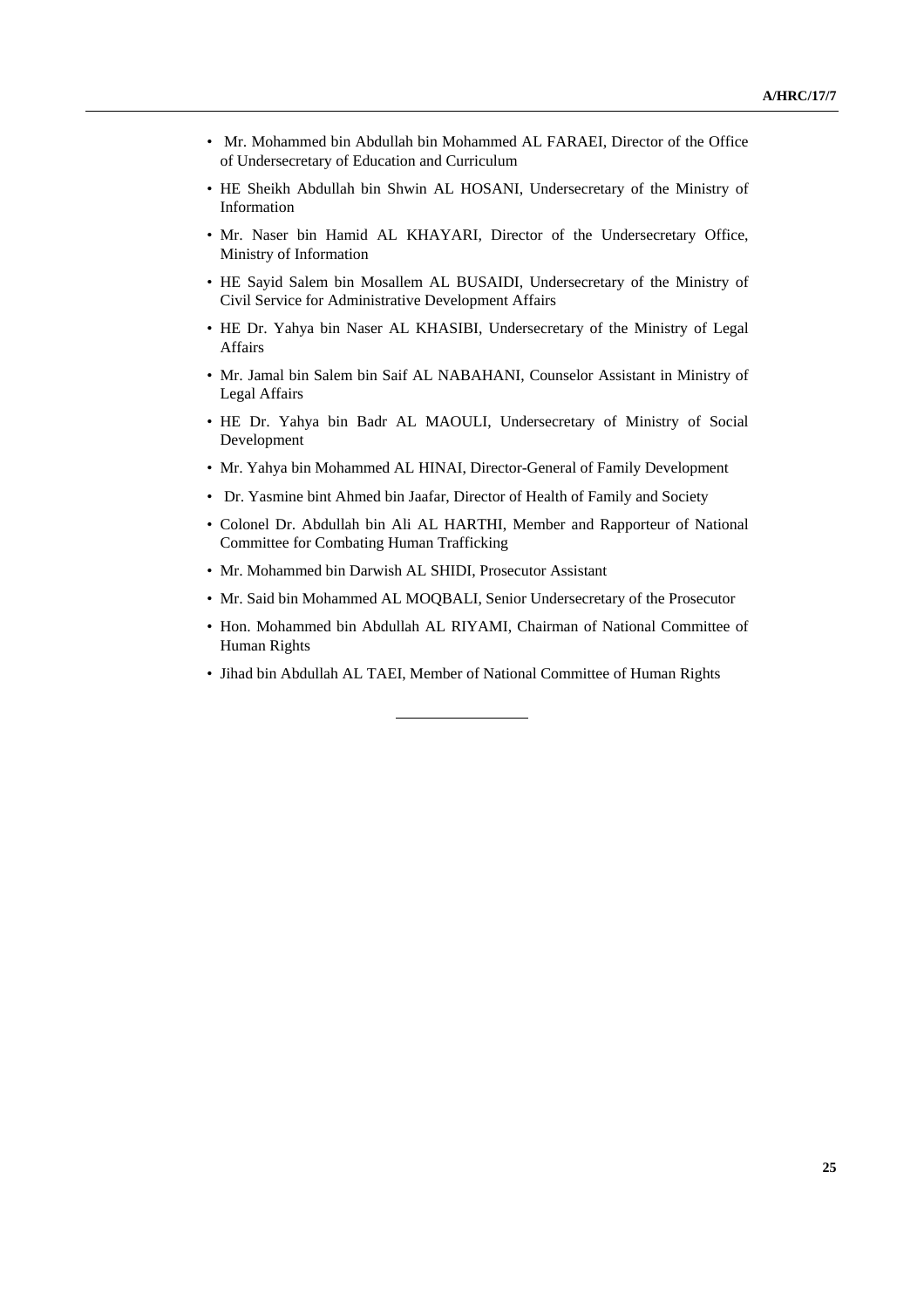- Mr. Mohammed bin Abdullah bin Mohammed AL FARAEI, Director of the Office of Undersecretary of Education and Curriculum
- HE Sheikh Abdullah bin Shwin AL HOSANI, Undersecretary of the Ministry of Information
- Mr. Naser bin Hamid AL KHAYARI, Director of the Undersecretary Office, Ministry of Information
- HE Sayid Salem bin Mosallem AL BUSAIDI, Undersecretary of the Ministry of Civil Service for Administrative Development Affairs
- HE Dr. Yahya bin Naser AL KHASIBI, Undersecretary of the Ministry of Legal Affairs
- Mr. Jamal bin Salem bin Saif AL NABAHANI, Counselor Assistant in Ministry of Legal Affairs
- HE Dr. Yahya bin Badr AL MAOULI, Undersecretary of Ministry of Social Development
- Mr. Yahya bin Mohammed AL HINAI, Director-General of Family Development
- Dr. Yasmine bint Ahmed bin Jaafar, Director of Health of Family and Society
- Colonel Dr. Abdullah bin Ali AL HARTHI, Member and Rapporteur of National Committee for Combating Human Trafficking
- Mr. Mohammed bin Darwish AL SHIDI, Prosecutor Assistant
- Mr. Said bin Mohammed AL MOQBALI, Senior Undersecretary of the Prosecutor
- Hon. Mohammed bin Abdullah AL RIYAMI, Chairman of National Committee of Human Rights
- Jihad bin Abdullah AL TAEI, Member of National Committee of Human Rights